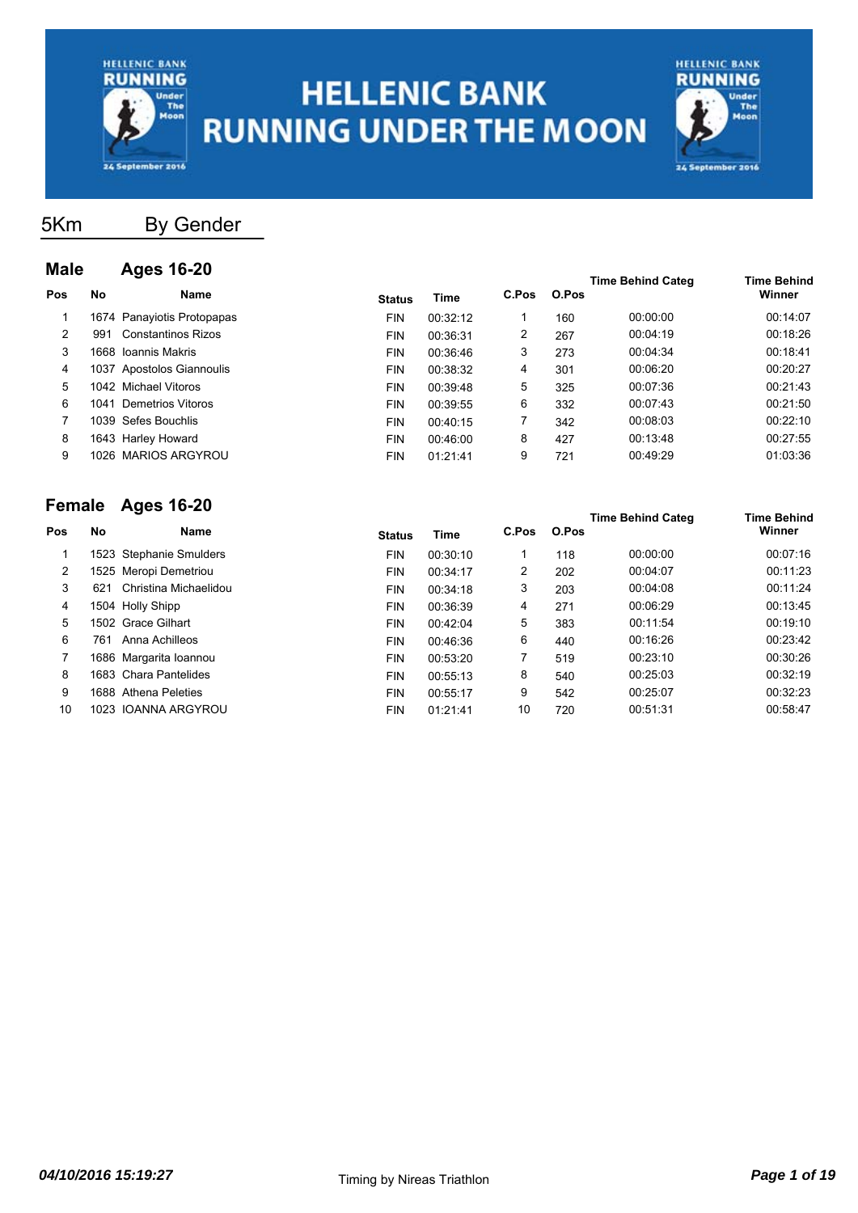# HELLENIC BANK RUNNING UNDER THE MOON

## 5Km By Gender

### Male Ages 16-20

| Pos | No | Name | Status | Time | C.Pos | O.Pos | Time Behind Categ | Time Behind Winner |
|---|---|---|---|---|---|---|---|---|
| 1 | 1674 | Panayiotis Protopapas | FIN | 00:32:12 | 1 | 160 | 00:00:00 | 00:14:07 |
| 2 | 991 | Constantinos Rizos | FIN | 00:36:31 | 2 | 267 | 00:04:19 | 00:18:26 |
| 3 | 1668 | Ioannis Makris | FIN | 00:36:46 | 3 | 273 | 00:04:34 | 00:18:41 |
| 4 | 1037 | Apostolos Giannoulis | FIN | 00:38:32 | 4 | 301 | 00:06:20 | 00:20:27 |
| 5 | 1042 | Michael Vitoros | FIN | 00:39:48 | 5 | 325 | 00:07:36 | 00:21:43 |
| 6 | 1041 | Demetrios Vitoros | FIN | 00:39:55 | 6 | 332 | 00:07:43 | 00:21:50 |
| 7 | 1039 | Sefes Bouchlis | FIN | 00:40:15 | 7 | 342 | 00:08:03 | 00:22:10 |
| 8 | 1643 | Harley Howard | FIN | 00:46:00 | 8 | 427 | 00:13:48 | 00:27:55 |
| 9 | 1026 | MARIOS ARGYROU | FIN | 01:21:41 | 9 | 721 | 00:49:29 | 01:03:36 |

### Female Ages 16-20

| Pos | No | Name | Status | Time | C.Pos | O.Pos | Time Behind Categ | Time Behind Winner |
|---|---|---|---|---|---|---|---|---|
| 1 | 1523 | Stephanie Smulders | FIN | 00:30:10 | 1 | 118 | 00:00:00 | 00:07:16 |
| 2 | 1525 | Meropi Demetriou | FIN | 00:34:17 | 2 | 202 | 00:04:07 | 00:11:23 |
| 3 | 621 | Christina Michaelidou | FIN | 00:34:18 | 3 | 203 | 00:04:08 | 00:11:24 |
| 4 | 1504 | Holly Shipp | FIN | 00:36:39 | 4 | 271 | 00:06:29 | 00:13:45 |
| 5 | 1502 | Grace Gilhart | FIN | 00:42:04 | 5 | 383 | 00:11:54 | 00:19:10 |
| 6 | 761 | Anna Achilleos | FIN | 00:46:36 | 6 | 440 | 00:16:26 | 00:23:42 |
| 7 | 1686 | Margarita Ioannou | FIN | 00:53:20 | 7 | 519 | 00:23:10 | 00:30:26 |
| 8 | 1683 | Chara Pantelides | FIN | 00:55:13 | 8 | 540 | 00:25:03 | 00:32:19 |
| 9 | 1688 | Athena Peleties | FIN | 00:55:17 | 9 | 542 | 00:25:07 | 00:32:23 |
| 10 | 1023 | IOANNA ARGYROU | FIN | 01:21:41 | 10 | 720 | 00:51:31 | 00:58:47 |

*04/10/2016 15:19:27*

Timing by Nireas Triathlon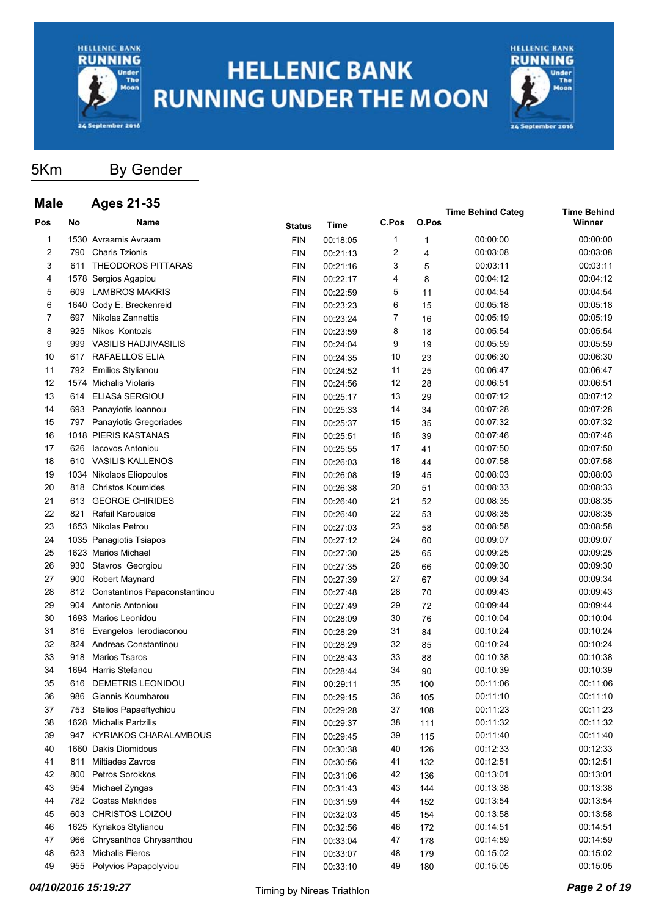# HELLENIC BANK RUNNING UNDER THE MOON

## 5Km By Gender

### Male Ages 21-35

| Pos | No | Name | Status | Time | C.Pos | O.Pos | Time Behind Categ | Time Behind Winner |
|---|---|---|---|---|---|---|---|---|
| 1 | 1530 | Avraamis Avraam | FIN | 00:18:05 | 1 | 1 | 00:00:00 | 00:00:00 |
| 2 | 790 | Charis Tzionis | FIN | 00:21:13 | 2 | 4 | 00:03:08 | 00:03:08 |
| 3 | 611 | THEODOROS PITTARAS | FIN | 00:21:16 | 3 | 5 | 00:03:11 | 00:03:11 |
| 4 | 1578 | Sergios Agapiou | FIN | 00:22:17 | 4 | 8 | 00:04:12 | 00:04:12 |
| 5 | 609 | LAMBROS MAKRIS | FIN | 00:22:59 | 5 | 11 | 00:04:54 | 00:04:54 |
| 6 | 1640 | Cody E. Breckenreid | FIN | 00:23:23 | 6 | 15 | 00:05:18 | 00:05:18 |
| 7 | 697 | Nikolas Zannettis | FIN | 00:23:24 | 7 | 16 | 00:05:19 | 00:05:19 |
| 8 | 925 | Nikos Kontozis | FIN | 00:23:59 | 8 | 18 | 00:05:54 | 00:05:54 |
| 9 | 999 | VASILIS HADJIVASILIS | FIN | 00:24:04 | 9 | 19 | 00:05:59 | 00:05:59 |
| 10 | 617 | RAFAELLOS ELIA | FIN | 00:24:35 | 10 | 23 | 00:06:30 | 00:06:30 |
| 11 | 792 | Emilios Stylianou | FIN | 00:24:52 | 11 | 25 | 00:06:47 | 00:06:47 |
| 12 | 1574 | Michalis Violaris | FIN | 00:24:56 | 12 | 28 | 00:06:51 | 00:06:51 |
| 13 | 614 | ELIASá SERGIOU | FIN | 00:25:17 | 13 | 29 | 00:07:12 | 00:07:12 |
| 14 | 693 | Panayiotis Ioannou | FIN | 00:25:33 | 14 | 34 | 00:07:28 | 00:07:28 |
| 15 | 797 | Panayiotis Gregoriades | FIN | 00:25:37 | 15 | 35 | 00:07:32 | 00:07:32 |
| 16 | 1018 | PIERIS KASTANAS | FIN | 00:25:51 | 16 | 39 | 00:07:46 | 00:07:46 |
| 17 | 626 | Iacovos Antoniou | FIN | 00:25:55 | 17 | 41 | 00:07:50 | 00:07:50 |
| 18 | 610 | VASILIS KALLENOS | FIN | 00:26:03 | 18 | 44 | 00:07:58 | 00:07:58 |
| 19 | 1034 | Nikolaos Eliopoulos | FIN | 00:26:08 | 19 | 45 | 00:08:03 | 00:08:03 |
| 20 | 818 | Christos Koumides | FIN | 00:26:38 | 20 | 51 | 00:08:33 | 00:08:33 |
| 21 | 613 | GEORGE CHIRIDES | FIN | 00:26:40 | 21 | 52 | 00:08:35 | 00:08:35 |
| 22 | 821 | Rafail Karousios | FIN | 00:26:40 | 22 | 53 | 00:08:35 | 00:08:35 |
| 23 | 1653 | Nikolas Petrou | FIN | 00:27:03 | 23 | 58 | 00:08:58 | 00:08:58 |
| 24 | 1035 | Panagiotis Tsiapos | FIN | 00:27:12 | 24 | 60 | 00:09:07 | 00:09:07 |
| 25 | 1623 | Marios Michael | FIN | 00:27:30 | 25 | 65 | 00:09:25 | 00:09:25 |
| 26 | 930 | Stavros Georgiou | FIN | 00:27:35 | 26 | 66 | 00:09:30 | 00:09:30 |
| 27 | 900 | Robert Maynard | FIN | 00:27:39 | 27 | 67 | 00:09:34 | 00:09:34 |
| 28 | 812 | Constantinos Papaconstantinou | FIN | 00:27:48 | 28 | 70 | 00:09:43 | 00:09:43 |
| 29 | 904 | Antonis Antoniou | FIN | 00:27:49 | 29 | 72 | 00:09:44 | 00:09:44 |
| 30 | 1693 | Marios Leonidou | FIN | 00:28:09 | 30 | 76 | 00:10:04 | 00:10:04 |
| 31 | 816 | Evangelos Ierodiaconou | FIN | 00:28:29 | 31 | 84 | 00:10:24 | 00:10:24 |
| 32 | 824 | Andreas Constantinou | FIN | 00:28:29 | 32 | 85 | 00:10:24 | 00:10:24 |
| 33 | 918 | Marios Tsaros | FIN | 00:28:43 | 33 | 88 | 00:10:38 | 00:10:38 |
| 34 | 1694 | Harris Stefanou | FIN | 00:28:44 | 34 | 90 | 00:10:39 | 00:10:39 |
| 35 | 616 | DEMETRIS LEONIDOU | FIN | 00:29:11 | 35 | 100 | 00:11:06 | 00:11:06 |
| 36 | 986 | Giannis Koumbarou | FIN | 00:29:15 | 36 | 105 | 00:11:10 | 00:11:10 |
| 37 | 753 | Stelios Papaeftychiou | FIN | 00:29:28 | 37 | 108 | 00:11:23 | 00:11:23 |
| 38 | 1628 | Michalis Partzilis | FIN | 00:29:37 | 38 | 111 | 00:11:32 | 00:11:32 |
| 39 | 947 | KYRIAKOS CHARALAMBOUS | FIN | 00:29:45 | 39 | 115 | 00:11:40 | 00:11:40 |
| 40 | 1660 | Dakis Diomidous | FIN | 00:30:38 | 40 | 126 | 00:12:33 | 00:12:33 |
| 41 | 811 | Miltiades Zavros | FIN | 00:30:56 | 41 | 132 | 00:12:51 | 00:12:51 |
| 42 | 800 | Petros Sorokkos | FIN | 00:31:06 | 42 | 136 | 00:13:01 | 00:13:01 |
| 43 | 954 | Michael Zyngas | FIN | 00:31:43 | 43 | 144 | 00:13:38 | 00:13:38 |
| 44 | 782 | Costas Makrides | FIN | 00:31:59 | 44 | 152 | 00:13:54 | 00:13:54 |
| 45 | 603 | CHRISTOS LOIZOU | FIN | 00:32:03 | 45 | 154 | 00:13:58 | 00:13:58 |
| 46 | 1625 | Kyriakos Stylianou | FIN | 00:32:56 | 46 | 172 | 00:14:51 | 00:14:51 |
| 47 | 966 | Chrysanthos Chrysanthou | FIN | 00:33:04 | 47 | 178 | 00:14:59 | 00:14:59 |
| 48 | 623 | Michalis Fieros | FIN | 00:33:07 | 48 | 179 | 00:15:02 | 00:15:02 |
| 49 | 955 | Polyvios Papapolyviou | FIN | 00:33:10 | 49 | 180 | 00:15:05 | 00:15:05 |

*04/10/2016 15:19:27* Timing by Nireas Triathlon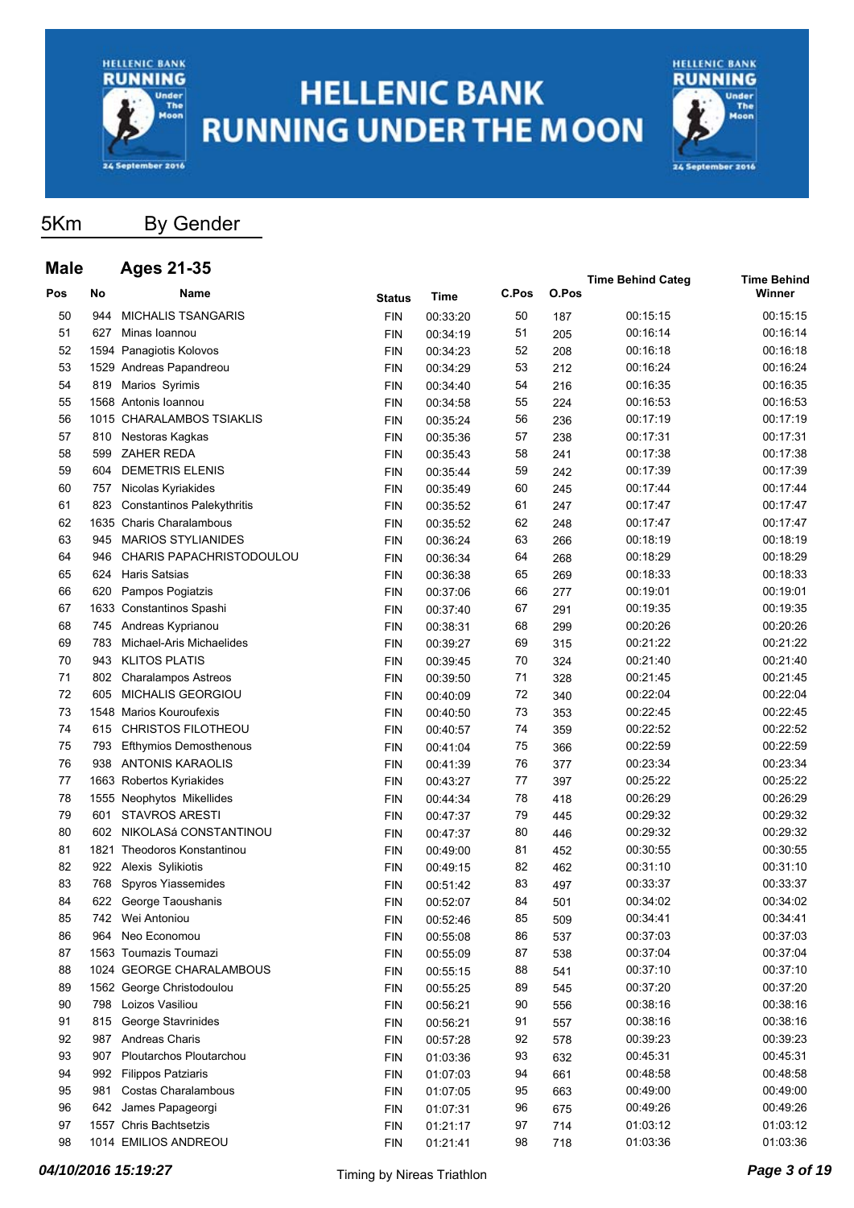# HELLENIC BANK RUNNING UNDER THE MOON

## 5Km By Gender

### Male Ages 21-35

| Pos | No | Name | Status | Time | C.Pos | O.Pos | Time Behind Categ | Time Behind Winner |
|---|---|---|---|---|---|---|---|---|
| 50 | 944 | MICHALIS TSANGARIS | FIN | 00:33:20 | 50 | 187 | 00:15:15 | 00:15:15 |
| 51 | 627 | Minas Ioannou | FIN | 00:34:19 | 51 | 205 | 00:16:14 | 00:16:14 |
| 52 | 1594 | Panagiotis Kolovos | FIN | 00:34:23 | 52 | 208 | 00:16:18 | 00:16:18 |
| 53 | 1529 | Andreas Papandreou | FIN | 00:34:29 | 53 | 212 | 00:16:24 | 00:16:24 |
| 54 | 819 | Marios Syrimis | FIN | 00:34:40 | 54 | 216 | 00:16:35 | 00:16:35 |
| 55 | 1568 | Antonis Ioannou | FIN | 00:34:58 | 55 | 224 | 00:16:53 | 00:16:53 |
| 56 | 1015 | CHARALAMBOS TSIAKLIS | FIN | 00:35:24 | 56 | 236 | 00:17:19 | 00:17:19 |
| 57 | 810 | Nestoras Kagkas | FIN | 00:35:36 | 57 | 238 | 00:17:31 | 00:17:31 |
| 58 | 599 | ZAHER REDA | FIN | 00:35:43 | 58 | 241 | 00:17:38 | 00:17:38 |
| 59 | 604 | DEMETRIS ELENIS | FIN | 00:35:44 | 59 | 242 | 00:17:39 | 00:17:39 |
| 60 | 757 | Nicolas Kyriakides | FIN | 00:35:49 | 60 | 245 | 00:17:44 | 00:17:44 |
| 61 | 823 | Constantinos Palekythritis | FIN | 00:35:52 | 61 | 247 | 00:17:47 | 00:17:47 |
| 62 | 1635 | Charis Charalambous | FIN | 00:35:52 | 62 | 248 | 00:17:47 | 00:17:47 |
| 63 | 945 | MARIOS STYLIANIDES | FIN | 00:36:24 | 63 | 266 | 00:18:19 | 00:18:19 |
| 64 | 946 | CHARIS PAPACHRISTODOULOU | FIN | 00:36:34 | 64 | 268 | 00:18:29 | 00:18:29 |
| 65 | 624 | Haris Satsias | FIN | 00:36:38 | 65 | 269 | 00:18:33 | 00:18:33 |
| 66 | 620 | Pampos Pogiatzis | FIN | 00:37:06 | 66 | 277 | 00:19:01 | 00:19:01 |
| 67 | 1633 | Constantinos Spashi | FIN | 00:37:40 | 67 | 291 | 00:19:35 | 00:19:35 |
| 68 | 745 | Andreas Kyprianou | FIN | 00:38:31 | 68 | 299 | 00:20:26 | 00:20:26 |
| 69 | 783 | Michael-Aris Michaelides | FIN | 00:39:27 | 69 | 315 | 00:21:22 | 00:21:22 |
| 70 | 943 | KLITOS PLATIS | FIN | 00:39:45 | 70 | 324 | 00:21:40 | 00:21:40 |
| 71 | 802 | Charalampos Astreos | FIN | 00:39:50 | 71 | 328 | 00:21:45 | 00:21:45 |
| 72 | 605 | MICHALIS GEORGIOU | FIN | 00:40:09 | 72 | 340 | 00:22:04 | 00:22:04 |
| 73 | 1548 | Marios Kouroufexis | FIN | 00:40:50 | 73 | 353 | 00:22:45 | 00:22:45 |
| 74 | 615 | CHRISTOS FILOTHEOU | FIN | 00:40:57 | 74 | 359 | 00:22:52 | 00:22:52 |
| 75 | 793 | Efthymios Demosthenous | FIN | 00:41:04 | 75 | 366 | 00:22:59 | 00:22:59 |
| 76 | 938 | ANTONIS KARAOLIS | FIN | 00:41:39 | 76 | 377 | 00:23:34 | 00:23:34 |
| 77 | 1663 | Robertos Kyriakides | FIN | 00:43:27 | 77 | 397 | 00:25:22 | 00:25:22 |
| 78 | 1555 | Neophytos Mikellides | FIN | 00:44:34 | 78 | 418 | 00:26:29 | 00:26:29 |
| 79 | 601 | STAVROS ARESTI | FIN | 00:47:37 | 79 | 445 | 00:29:32 | 00:29:32 |
| 80 | 602 | NIKOLASá CONSTANTINOU | FIN | 00:47:37 | 80 | 446 | 00:29:32 | 00:29:32 |
| 81 | 1821 | Theodoros Konstantinou | FIN | 00:49:00 | 81 | 452 | 00:30:55 | 00:30:55 |
| 82 | 922 | Alexis Sylikiotis | FIN | 00:49:15 | 82 | 462 | 00:31:10 | 00:31:10 |
| 83 | 768 | Spyros Yiassemides | FIN | 00:51:42 | 83 | 497 | 00:33:37 | 00:33:37 |
| 84 | 622 | George Taoushanis | FIN | 00:52:07 | 84 | 501 | 00:34:02 | 00:34:02 |
| 85 | 742 | Wei Antoniou | FIN | 00:52:46 | 85 | 509 | 00:34:41 | 00:34:41 |
| 86 | 964 | Neo Economou | FIN | 00:55:08 | 86 | 537 | 00:37:03 | 00:37:03 |
| 87 | 1563 | Toumazis Toumazi | FIN | 00:55:09 | 87 | 538 | 00:37:04 | 00:37:04 |
| 88 | 1024 | GEORGE CHARALAMBOUS | FIN | 00:55:15 | 88 | 541 | 00:37:10 | 00:37:10 |
| 89 | 1562 | George Christodoulou | FIN | 00:55:25 | 89 | 545 | 00:37:20 | 00:37:20 |
| 90 | 798 | Loizos Vasiliou | FIN | 00:56:21 | 90 | 556 | 00:38:16 | 00:38:16 |
| 91 | 815 | George Stavrinides | FIN | 00:56:21 | 91 | 557 | 00:38:16 | 00:38:16 |
| 92 | 987 | Andreas Charis | FIN | 00:57:28 | 92 | 578 | 00:39:23 | 00:39:23 |
| 93 | 907 | Ploutarchos Ploutarchou | FIN | 01:03:36 | 93 | 632 | 00:45:31 | 00:45:31 |
| 94 | 992 | Filippos Patziaris | FIN | 01:07:03 | 94 | 661 | 00:48:58 | 00:48:58 |
| 95 | 981 | Costas Charalambous | FIN | 01:07:05 | 95 | 663 | 00:49:00 | 00:49:00 |
| 96 | 642 | James Papageorgi | FIN | 01:07:31 | 96 | 675 | 00:49:26 | 00:49:26 |
| 97 | 1557 | Chris Bachtsetzis | FIN | 01:21:17 | 97 | 714 | 01:03:12 | 01:03:12 |
| 98 | 1014 | EMILIOS ANDREOU | FIN | 01:21:41 | 98 | 718 | 01:03:36 | 01:03:36 |

*04/10/2016 15:19:27* Timing by Nireas Triathlon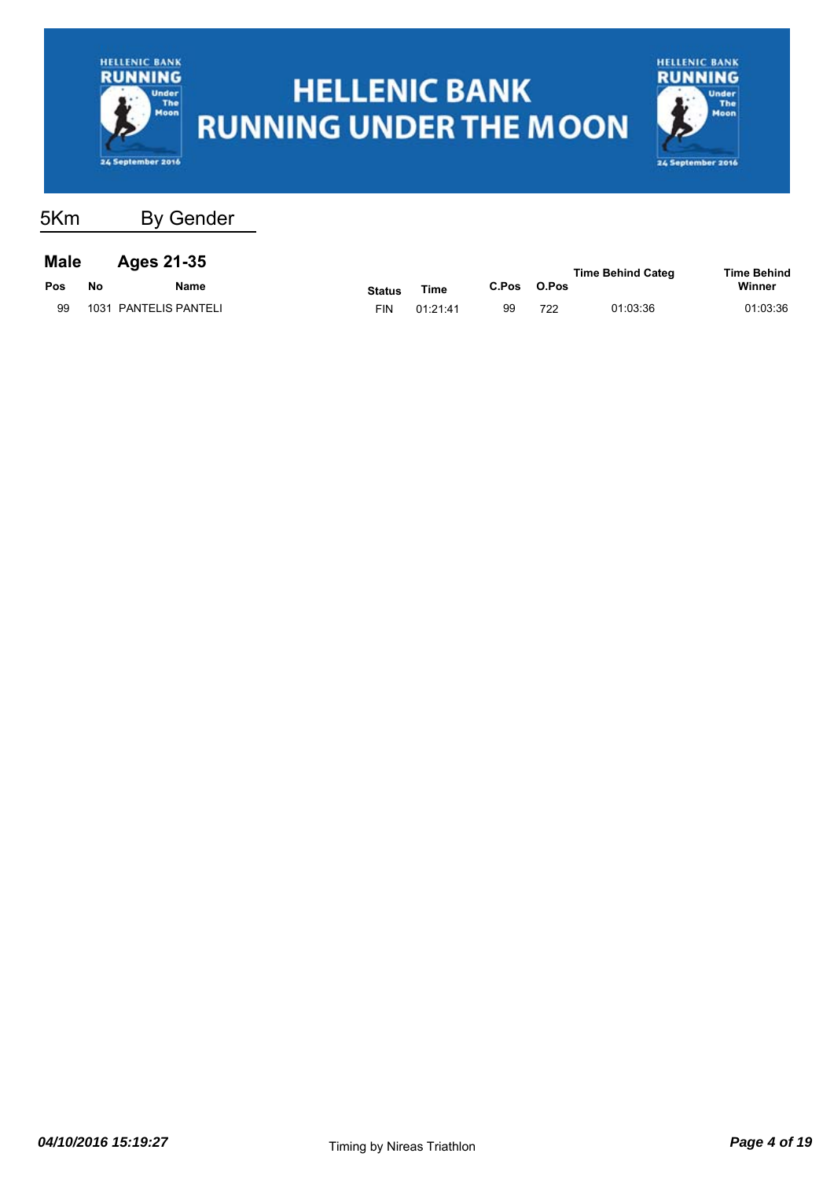# HELLENIC BANK RUNNING UNDER THE MOON

## 5Km By Gender

### Male Ages 21-35

| Pos | No | Name | Status | Time | C.Pos | O.Pos | Time Behind Categ | Time Behind Winner |
|---|---|---|---|---|---|---|---|---|
| 99 | 1031 | PANTELIS PANTELI | FIN | 01:21:41 | 99 | 722 | 01:03:36 | 01:03:36 |

*04/10/2016 15:19:27* Timing by Nireas Triathlon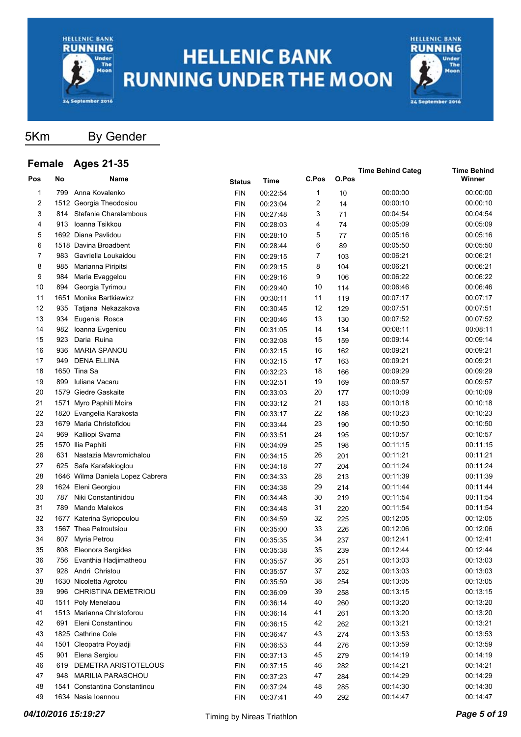# HELLENIC BANK RUNNING UNDER THE MOON

## 5Km By Gender

### Female Ages 21-35

| Pos | No | Name | Status | Time | C.Pos | O.Pos | Time Behind Categ | Time Behind Winner |
|---|---|---|---|---|---|---|---|---|
| 1 | 799 | Anna Kovalenko | FIN | 00:22:54 | 1 | 10 | 00:00:00 | 00:00:00 |
| 2 | 1512 | Georgia Theodosiou | FIN | 00:23:04 | 2 | 14 | 00:00:10 | 00:00:10 |
| 3 | 814 | Stefanie Charalambous | FIN | 00:27:48 | 3 | 71 | 00:04:54 | 00:04:54 |
| 4 | 913 | Ioanna Tsikkou | FIN | 00:28:03 | 4 | 74 | 00:05:09 | 00:05:09 |
| 5 | 1692 | Diana Pavlidou | FIN | 00:28:10 | 5 | 77 | 00:05:16 | 00:05:16 |
| 6 | 1518 | Davina Broadbent | FIN | 00:28:44 | 6 | 89 | 00:05:50 | 00:05:50 |
| 7 | 983 | Gavriella Loukaidou | FIN | 00:29:15 | 7 | 103 | 00:06:21 | 00:06:21 |
| 8 | 985 | Marianna Piripitsi | FIN | 00:29:15 | 8 | 104 | 00:06:21 | 00:06:21 |
| 9 | 984 | Maria Evaggelou | FIN | 00:29:16 | 9 | 106 | 00:06:22 | 00:06:22 |
| 10 | 894 | Georgia Tyrimou | FIN | 00:29:40 | 10 | 114 | 00:06:46 | 00:06:46 |
| 11 | 1651 | Monika Bartkiewicz | FIN | 00:30:11 | 11 | 119 | 00:07:17 | 00:07:17 |
| 12 | 935 | Tatjana Nekazakova | FIN | 00:30:45 | 12 | 129 | 00:07:51 | 00:07:51 |
| 13 | 934 | Eugenia Rosca | FIN | 00:30:46 | 13 | 130 | 00:07:52 | 00:07:52 |
| 14 | 982 | Ioanna Evgeniou | FIN | 00:31:05 | 14 | 134 | 00:08:11 | 00:08:11 |
| 15 | 923 | Daria Ruina | FIN | 00:32:08 | 15 | 159 | 00:09:14 | 00:09:14 |
| 16 | 936 | MARIA SPANOU | FIN | 00:32:15 | 16 | 162 | 00:09:21 | 00:09:21 |
| 17 | 949 | DENA ELLINA | FIN | 00:32:15 | 17 | 163 | 00:09:21 | 00:09:21 |
| 18 | 1650 | Tina Sa | FIN | 00:32:23 | 18 | 166 | 00:09:29 | 00:09:29 |
| 19 | 899 | Iuliana Vacaru | FIN | 00:32:51 | 19 | 169 | 00:09:57 | 00:09:57 |
| 20 | 1579 | Giedre Gaskaite | FIN | 00:33:03 | 20 | 177 | 00:10:09 | 00:10:09 |
| 21 | 1571 | Myro Paphiti Moira | FIN | 00:33:12 | 21 | 183 | 00:10:18 | 00:10:18 |
| 22 | 1820 | Evangelia Karakosta | FIN | 00:33:17 | 22 | 186 | 00:10:23 | 00:10:23 |
| 23 | 1679 | Maria Christofidou | FIN | 00:33:44 | 23 | 190 | 00:10:50 | 00:10:50 |
| 24 | 969 | Kalliopi Svarna | FIN | 00:33:51 | 24 | 195 | 00:10:57 | 00:10:57 |
| 25 | 1570 | Ilia Paphiti | FIN | 00:34:09 | 25 | 198 | 00:11:15 | 00:11:15 |
| 26 | 631 | Nastazia Mavromichalou | FIN | 00:34:15 | 26 | 201 | 00:11:21 | 00:11:21 |
| 27 | 625 | Safa Karafakioglou | FIN | 00:34:18 | 27 | 204 | 00:11:24 | 00:11:24 |
| 28 | 1646 | Wilma Daniela Lopez Cabrera | FIN | 00:34:33 | 28 | 213 | 00:11:39 | 00:11:39 |
| 29 | 1624 | Eleni Georgiou | FIN | 00:34:38 | 29 | 214 | 00:11:44 | 00:11:44 |
| 30 | 787 | Niki Constantinidou | FIN | 00:34:48 | 30 | 219 | 00:11:54 | 00:11:54 |
| 31 | 789 | Mando Malekos | FIN | 00:34:48 | 31 | 220 | 00:11:54 | 00:11:54 |
| 32 | 1677 | Katerina Syriopoulou | FIN | 00:34:59 | 32 | 225 | 00:12:05 | 00:12:05 |
| 33 | 1567 | Thea Petroutsiou | FIN | 00:35:00 | 33 | 226 | 00:12:06 | 00:12:06 |
| 34 | 807 | Myria Petrou | FIN | 00:35:35 | 34 | 237 | 00:12:41 | 00:12:41 |
| 35 | 808 | Eleonora Sergides | FIN | 00:35:38 | 35 | 239 | 00:12:44 | 00:12:44 |
| 36 | 756 | Evanthia Hadjimatheou | FIN | 00:35:57 | 36 | 251 | 00:13:03 | 00:13:03 |
| 37 | 928 | Andri Christou | FIN | 00:35:57 | 37 | 252 | 00:13:03 | 00:13:03 |
| 38 | 1630 | Nicoletta Agrotou | FIN | 00:35:59 | 38 | 254 | 00:13:05 | 00:13:05 |
| 39 | 996 | CHRISTINA DEMETRIOU | FIN | 00:36:09 | 39 | 258 | 00:13:15 | 00:13:15 |
| 40 | 1511 | Poly Menelaou | FIN | 00:36:14 | 40 | 260 | 00:13:20 | 00:13:20 |
| 41 | 1513 | Marianna Christoforou | FIN | 00:36:14 | 41 | 261 | 00:13:20 | 00:13:20 |
| 42 | 691 | Eleni Constantinou | FIN | 00:36:15 | 42 | 262 | 00:13:21 | 00:13:21 |
| 43 | 1825 | Cathrine Cole | FIN | 00:36:47 | 43 | 274 | 00:13:53 | 00:13:53 |
| 44 | 1501 | Cleopatra Poyiadji | FIN | 00:36:53 | 44 | 276 | 00:13:59 | 00:13:59 |
| 45 | 901 | Elena Sergiou | FIN | 00:37:13 | 45 | 279 | 00:14:19 | 00:14:19 |
| 46 | 619 | DEMETRA ARISTOTELOUS | FIN | 00:37:15 | 46 | 282 | 00:14:21 | 00:14:21 |
| 47 | 948 | MARILIA PARASCHOU | FIN | 00:37:23 | 47 | 284 | 00:14:29 | 00:14:29 |
| 48 | 1541 | Constantina Constantinou | FIN | 00:37:24 | 48 | 285 | 00:14:30 | 00:14:30 |
| 49 | 1634 | Nasia Ioannou | FIN | 00:37:41 | 49 | 292 | 00:14:47 | 00:14:47 |

*04/10/2016 15:19:27* Timing by Nireas Triathlon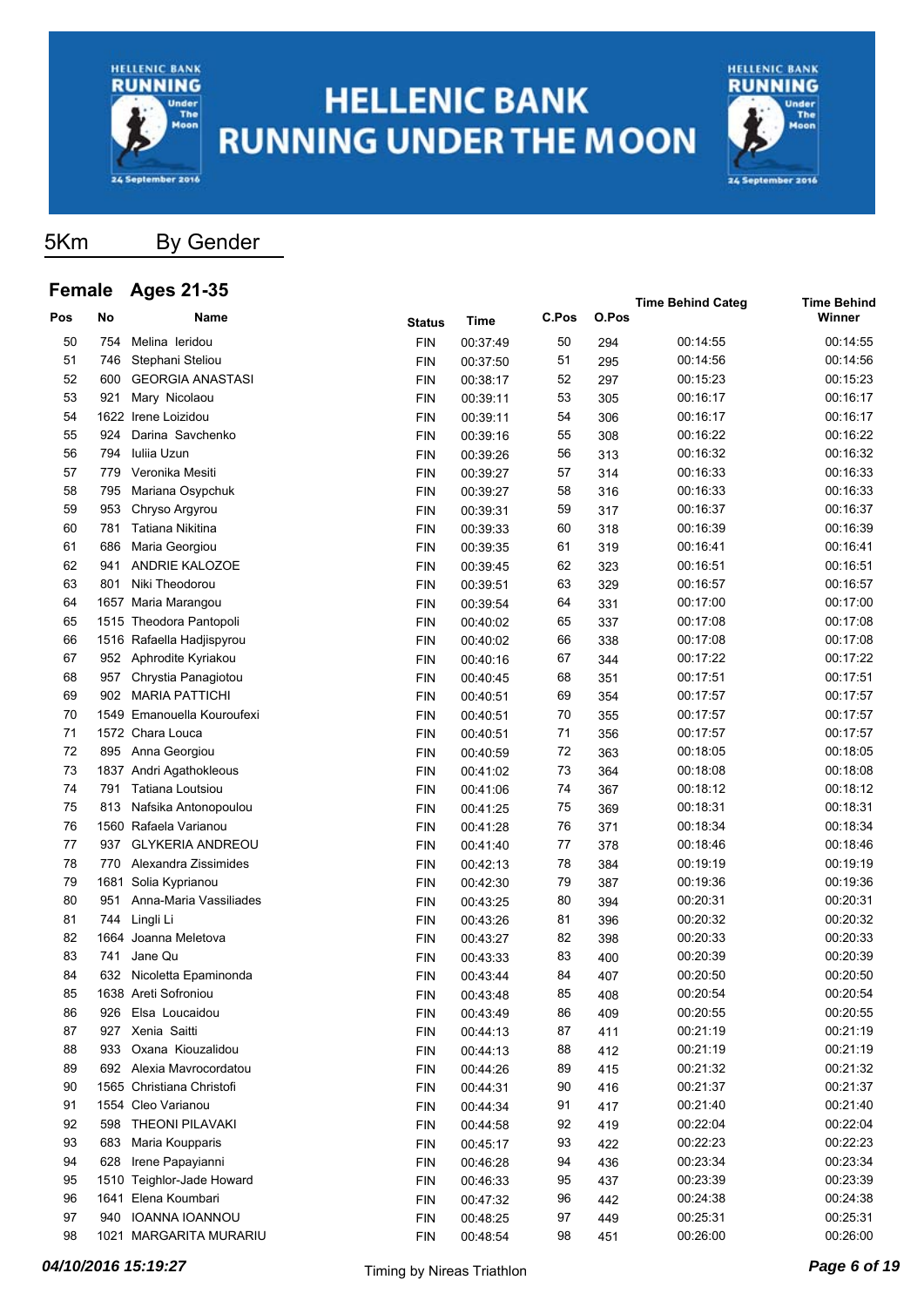# HELLENIC BANK RUNNING UNDER THE MOON

## 5Km By Gender

### Female Ages 21-35

| Pos | No | Name | Status | Time | C.Pos | O.Pos | Time Behind Categ | Time Behind Winner |
|---|---|---|---|---|---|---|---|---|
| 50 | 754 | Melina Ieridou | FIN | 00:37:49 | 50 | 294 | 00:14:55 | 00:14:55 |
| 51 | 746 | Stephani Steliou | FIN | 00:37:50 | 51 | 295 | 00:14:56 | 00:14:56 |
| 52 | 600 | GEORGIA ANASTASI | FIN | 00:38:17 | 52 | 297 | 00:15:23 | 00:15:23 |
| 53 | 921 | Mary Nicolaou | FIN | 00:39:11 | 53 | 305 | 00:16:17 | 00:16:17 |
| 54 | 1622 | Irene Loizidou | FIN | 00:39:11 | 54 | 306 | 00:16:17 | 00:16:17 |
| 55 | 924 | Darina Savchenko | FIN | 00:39:16 | 55 | 308 | 00:16:22 | 00:16:22 |
| 56 | 794 | Iuliia Uzun | FIN | 00:39:26 | 56 | 313 | 00:16:32 | 00:16:32 |
| 57 | 779 | Veronika Mesiti | FIN | 00:39:27 | 57 | 314 | 00:16:33 | 00:16:33 |
| 58 | 795 | Mariana Osypchuk | FIN | 00:39:27 | 58 | 316 | 00:16:33 | 00:16:33 |
| 59 | 953 | Chryso Argyrou | FIN | 00:39:31 | 59 | 317 | 00:16:37 | 00:16:37 |
| 60 | 781 | Tatiana Nikitina | FIN | 00:39:33 | 60 | 318 | 00:16:39 | 00:16:39 |
| 61 | 686 | Maria Georgiou | FIN | 00:39:35 | 61 | 319 | 00:16:41 | 00:16:41 |
| 62 | 941 | ANDRIE KALOZOE | FIN | 00:39:45 | 62 | 323 | 00:16:51 | 00:16:51 |
| 63 | 801 | Niki Theodorou | FIN | 00:39:51 | 63 | 329 | 00:16:57 | 00:16:57 |
| 64 | 1657 | Maria Marangou | FIN | 00:39:54 | 64 | 331 | 00:17:00 | 00:17:00 |
| 65 | 1515 | Theodora Pantopoli | FIN | 00:40:02 | 65 | 337 | 00:17:08 | 00:17:08 |
| 66 | 1516 | Rafaella Hadjispyrou | FIN | 00:40:02 | 66 | 338 | 00:17:08 | 00:17:08 |
| 67 | 952 | Aphrodite Kyriakou | FIN | 00:40:16 | 67 | 344 | 00:17:22 | 00:17:22 |
| 68 | 957 | Chrystia Panagiotou | FIN | 00:40:45 | 68 | 351 | 00:17:51 | 00:17:51 |
| 69 | 902 | MARIA PATTICHI | FIN | 00:40:51 | 69 | 354 | 00:17:57 | 00:17:57 |
| 70 | 1549 | Emanouella Kouroufexi | FIN | 00:40:51 | 70 | 355 | 00:17:57 | 00:17:57 |
| 71 | 1572 | Chara Louca | FIN | 00:40:51 | 71 | 356 | 00:17:57 | 00:17:57 |
| 72 | 895 | Anna Georgiou | FIN | 00:40:59 | 72 | 363 | 00:18:05 | 00:18:05 |
| 73 | 1837 | Andri Agathokleous | FIN | 00:41:02 | 73 | 364 | 00:18:08 | 00:18:08 |
| 74 | 791 | Tatiana Loutsiou | FIN | 00:41:06 | 74 | 367 | 00:18:12 | 00:18:12 |
| 75 | 813 | Nafsika Antonopoulou | FIN | 00:41:25 | 75 | 369 | 00:18:31 | 00:18:31 |
| 76 | 1560 | Rafaela Varianou | FIN | 00:41:28 | 76 | 371 | 00:18:34 | 00:18:34 |
| 77 | 937 | GLYKERIA ANDREOU | FIN | 00:41:40 | 77 | 378 | 00:18:46 | 00:18:46 |
| 78 | 770 | Alexandra Zissimides | FIN | 00:42:13 | 78 | 384 | 00:19:19 | 00:19:19 |
| 79 | 1681 | Solia Kyprianou | FIN | 00:42:30 | 79 | 387 | 00:19:36 | 00:19:36 |
| 80 | 951 | Anna-Maria Vassiliades | FIN | 00:43:25 | 80 | 394 | 00:20:31 | 00:20:31 |
| 81 | 744 | Lingli Li | FIN | 00:43:26 | 81 | 396 | 00:20:32 | 00:20:32 |
| 82 | 1664 | Joanna Meletova | FIN | 00:43:27 | 82 | 398 | 00:20:33 | 00:20:33 |
| 83 | 741 | Jane Qu | FIN | 00:43:33 | 83 | 400 | 00:20:39 | 00:20:39 |
| 84 | 632 | Nicoletta Epaminonda | FIN | 00:43:44 | 84 | 407 | 00:20:50 | 00:20:50 |
| 85 | 1638 | Areti Sofroniou | FIN | 00:43:48 | 85 | 408 | 00:20:54 | 00:20:54 |
| 86 | 926 | Elsa Loucaidou | FIN | 00:43:49 | 86 | 409 | 00:20:55 | 00:20:55 |
| 87 | 927 | Xenia Saitti | FIN | 00:44:13 | 87 | 411 | 00:21:19 | 00:21:19 |
| 88 | 933 | Oxana Kiouzalidou | FIN | 00:44:13 | 88 | 412 | 00:21:19 | 00:21:19 |
| 89 | 692 | Alexia Mavrocordatou | FIN | 00:44:26 | 89 | 415 | 00:21:32 | 00:21:32 |
| 90 | 1565 | Christiana Christofi | FIN | 00:44:31 | 90 | 416 | 00:21:37 | 00:21:37 |
| 91 | 1554 | Cleo Varianou | FIN | 00:44:34 | 91 | 417 | 00:21:40 | 00:21:40 |
| 92 | 598 | THEONI PILAVAKI | FIN | 00:44:58 | 92 | 419 | 00:22:04 | 00:22:04 |
| 93 | 683 | Maria Koupparis | FIN | 00:45:17 | 93 | 422 | 00:22:23 | 00:22:23 |
| 94 | 628 | Irene Papayianni | FIN | 00:46:28 | 94 | 436 | 00:23:34 | 00:23:34 |
| 95 | 1510 | Teighlor-Jade Howard | FIN | 00:46:33 | 95 | 437 | 00:23:39 | 00:23:39 |
| 96 | 1641 | Elena Koumbari | FIN | 00:47:32 | 96 | 442 | 00:24:38 | 00:24:38 |
| 97 | 940 | IOANNA IOANNOU | FIN | 00:48:25 | 97 | 449 | 00:25:31 | 00:25:31 |
| 98 | 1021 | MARGARITA MURARIU | FIN | 00:48:54 | 98 | 451 | 00:26:00 | 00:26:00 |

*04/10/2016 15:19:27* Timing by Nireas Triathlon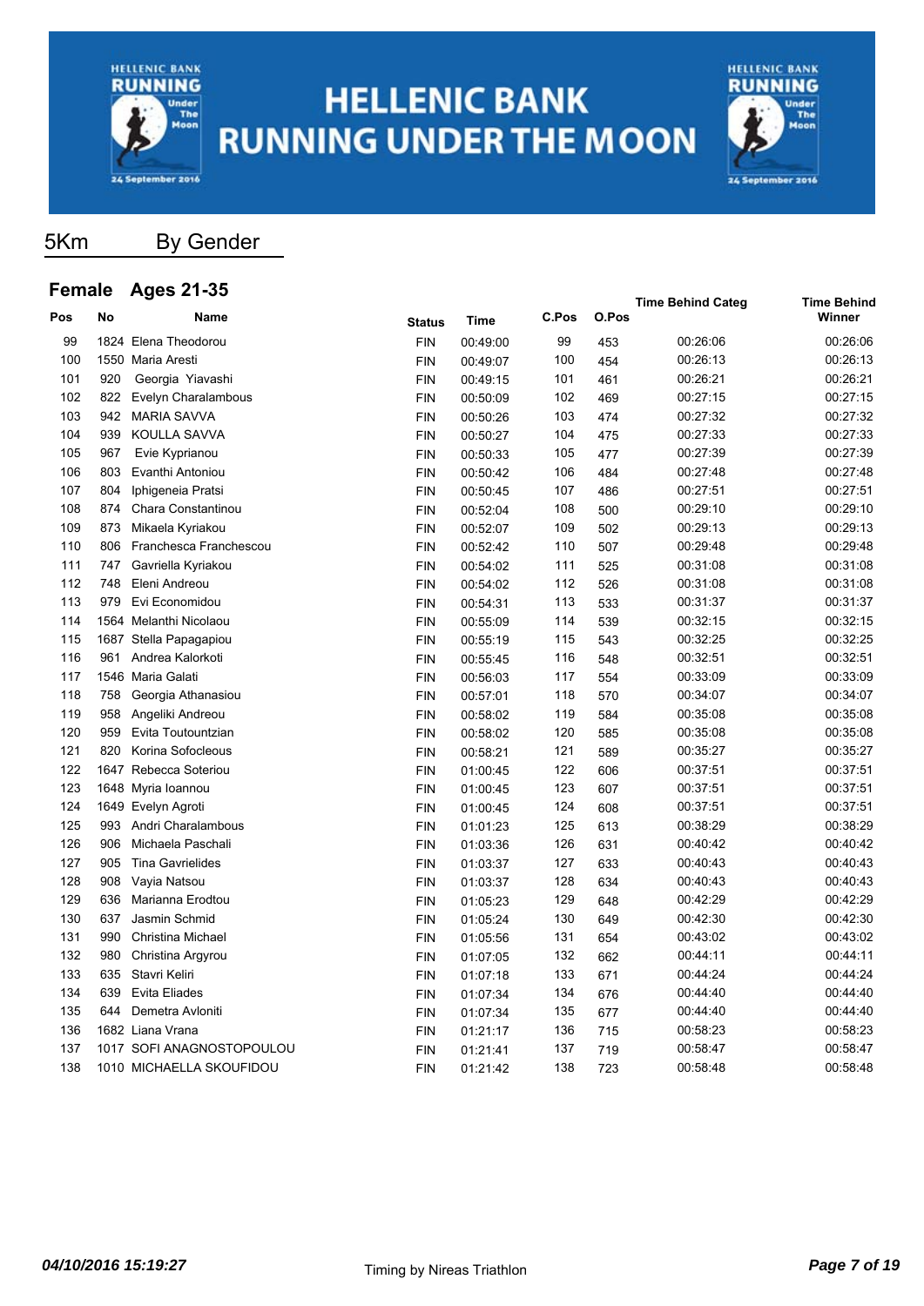# HELLENIC BANK RUNNING UNDER THE MOON

## 5Km By Gender

### Female Ages 21-35

| Pos | No | Name | Status | Time | C.Pos | O.Pos | Time Behind Categ | Time Behind Winner |
|---|---|---|---|---|---|---|---|---|
| 99 | 1824 | Elena Theodorou | FIN | 00:49:00 | 99 | 453 | 00:26:06 | 00:26:06 |
| 100 | 1550 | Maria Aresti | FIN | 00:49:07 | 100 | 454 | 00:26:13 | 00:26:13 |
| 101 | 920 | Georgia Yiavashi | FIN | 00:49:15 | 101 | 461 | 00:26:21 | 00:26:21 |
| 102 | 822 | Evelyn Charalambous | FIN | 00:50:09 | 102 | 469 | 00:27:15 | 00:27:15 |
| 103 | 942 | MARIA SAVVA | FIN | 00:50:26 | 103 | 474 | 00:27:32 | 00:27:32 |
| 104 | 939 | KOULLA SAVVA | FIN | 00:50:27 | 104 | 475 | 00:27:33 | 00:27:33 |
| 105 | 967 | Evie Kyprianou | FIN | 00:50:33 | 105 | 477 | 00:27:39 | 00:27:39 |
| 106 | 803 | Evanthi Antoniou | FIN | 00:50:42 | 106 | 484 | 00:27:48 | 00:27:48 |
| 107 | 804 | Iphigeneia Pratsi | FIN | 00:50:45 | 107 | 486 | 00:27:51 | 00:27:51 |
| 108 | 874 | Chara Constantinou | FIN | 00:52:04 | 108 | 500 | 00:29:10 | 00:29:10 |
| 109 | 873 | Mikaela Kyriakou | FIN | 00:52:07 | 109 | 502 | 00:29:13 | 00:29:13 |
| 110 | 806 | Franchesca Franchescou | FIN | 00:52:42 | 110 | 507 | 00:29:48 | 00:29:48 |
| 111 | 747 | Gavriella Kyriakou | FIN | 00:54:02 | 111 | 525 | 00:31:08 | 00:31:08 |
| 112 | 748 | Eleni Andreou | FIN | 00:54:02 | 112 | 526 | 00:31:08 | 00:31:08 |
| 113 | 979 | Evi Economidou | FIN | 00:54:31 | 113 | 533 | 00:31:37 | 00:31:37 |
| 114 | 1564 | Melanthi Nicolaou | FIN | 00:55:09 | 114 | 539 | 00:32:15 | 00:32:15 |
| 115 | 1687 | Stella Papagapiou | FIN | 00:55:19 | 115 | 543 | 00:32:25 | 00:32:25 |
| 116 | 961 | Andrea Kalorkoti | FIN | 00:55:45 | 116 | 548 | 00:32:51 | 00:32:51 |
| 117 | 1546 | Maria Galati | FIN | 00:56:03 | 117 | 554 | 00:33:09 | 00:33:09 |
| 118 | 758 | Georgia Athanasiou | FIN | 00:57:01 | 118 | 570 | 00:34:07 | 00:34:07 |
| 119 | 958 | Angeliki Andreou | FIN | 00:58:02 | 119 | 584 | 00:35:08 | 00:35:08 |
| 120 | 959 | Evita Toutountzian | FIN | 00:58:02 | 120 | 585 | 00:35:08 | 00:35:08 |
| 121 | 820 | Korina Sofocleous | FIN | 00:58:21 | 121 | 589 | 00:35:27 | 00:35:27 |
| 122 | 1647 | Rebecca Soteriou | FIN | 01:00:45 | 122 | 606 | 00:37:51 | 00:37:51 |
| 123 | 1648 | Myria Ioannou | FIN | 01:00:45 | 123 | 607 | 00:37:51 | 00:37:51 |
| 124 | 1649 | Evelyn Agroti | FIN | 01:00:45 | 124 | 608 | 00:37:51 | 00:37:51 |
| 125 | 993 | Andri Charalambous | FIN | 01:01:23 | 125 | 613 | 00:38:29 | 00:38:29 |
| 126 | 906 | Michaela Paschali | FIN | 01:03:36 | 126 | 631 | 00:40:42 | 00:40:42 |
| 127 | 905 | Tina Gavrielides | FIN | 01:03:37 | 127 | 633 | 00:40:43 | 00:40:43 |
| 128 | 908 | Vayia Natsou | FIN | 01:03:37 | 128 | 634 | 00:40:43 | 00:40:43 |
| 129 | 636 | Marianna Erodtou | FIN | 01:05:23 | 129 | 648 | 00:42:29 | 00:42:29 |
| 130 | 637 | Jasmin Schmid | FIN | 01:05:24 | 130 | 649 | 00:42:30 | 00:42:30 |
| 131 | 990 | Christina Michael | FIN | 01:05:56 | 131 | 654 | 00:43:02 | 00:43:02 |
| 132 | 980 | Christina Argyrou | FIN | 01:07:05 | 132 | 662 | 00:44:11 | 00:44:11 |
| 133 | 635 | Stavri Keliri | FIN | 01:07:18 | 133 | 671 | 00:44:24 | 00:44:24 |
| 134 | 639 | Evita Eliades | FIN | 01:07:34 | 134 | 676 | 00:44:40 | 00:44:40 |
| 135 | 644 | Demetra Avloniti | FIN | 01:07:34 | 135 | 677 | 00:44:40 | 00:44:40 |
| 136 | 1682 | Liana Vrana | FIN | 01:21:17 | 136 | 715 | 00:58:23 | 00:58:23 |
| 137 | 1017 | SOFI ANAGNOSTOPOULOU | FIN | 01:21:41 | 137 | 719 | 00:58:47 | 00:58:47 |
| 138 | 1010 | MICHAELLA SKOUFIDOU | FIN | 01:21:42 | 138 | 723 | 00:58:48 | 00:58:48 |

*04/10/2016 15:19:27* Timing by Nireas Triathlon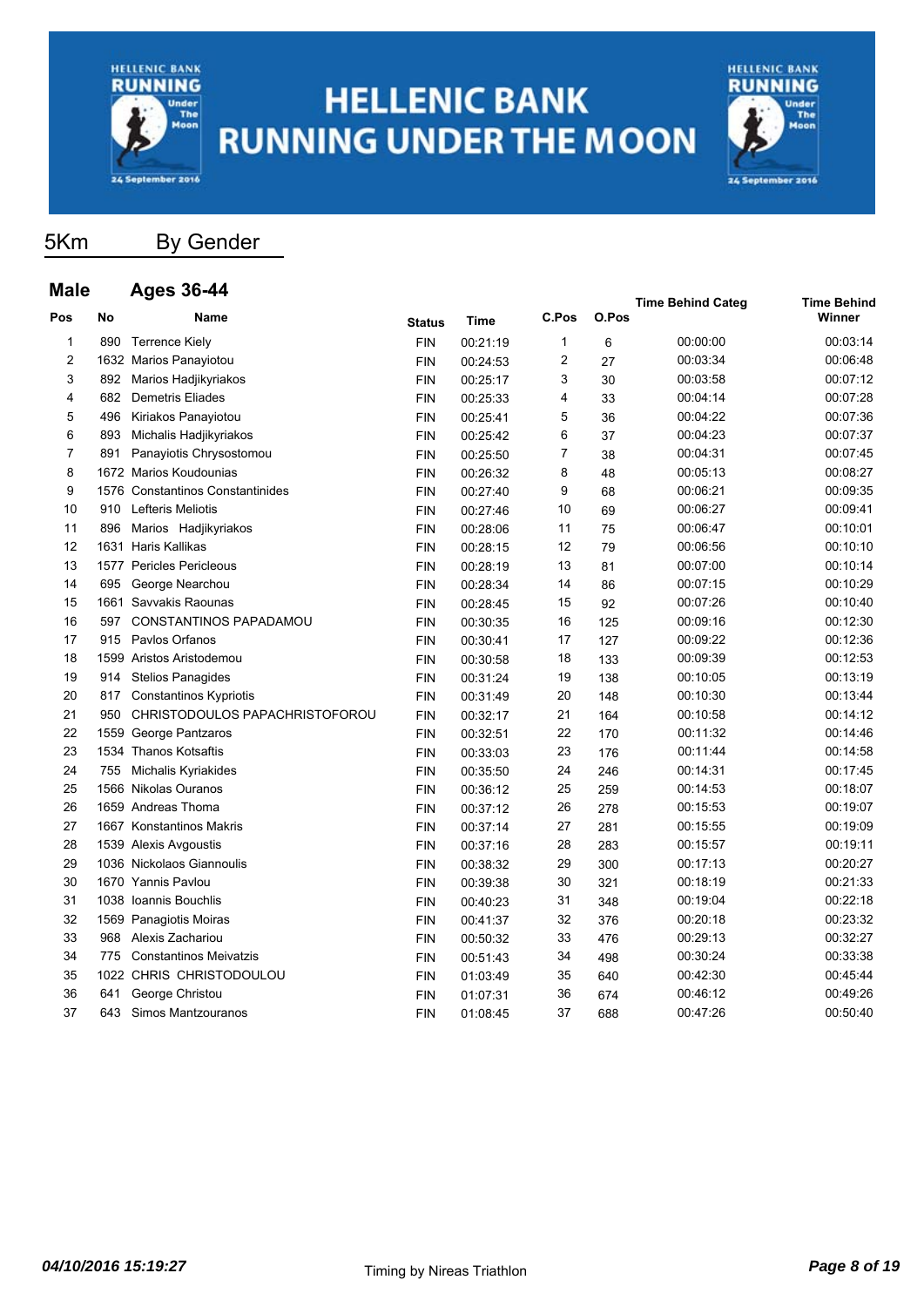# HELLENIC BANK RUNNING UNDER THE MOON

## 5Km By Gender

### Male Ages 36-44

| Pos | No | Name | Status | Time | C.Pos | O.Pos | Time Behind Categ | Time Behind Winner |
|---|---|---|---|---|---|---|---|---|
| 1 | 890 | Terrence Kiely | FIN | 00:21:19 | 1 | 6 | 00:00:00 | 00:03:14 |
| 2 | 1632 | Marios Panayiotou | FIN | 00:24:53 | 2 | 27 | 00:03:34 | 00:06:48 |
| 3 | 892 | Marios Hadjikyriakos | FIN | 00:25:17 | 3 | 30 | 00:03:58 | 00:07:12 |
| 4 | 682 | Demetris Eliades | FIN | 00:25:33 | 4 | 33 | 00:04:14 | 00:07:28 |
| 5 | 496 | Kiriakos Panayiotou | FIN | 00:25:41 | 5 | 36 | 00:04:22 | 00:07:36 |
| 6 | 893 | Michalis Hadjikyriakos | FIN | 00:25:42 | 6 | 37 | 00:04:23 | 00:07:37 |
| 7 | 891 | Panayiotis Chrysostomou | FIN | 00:25:50 | 7 | 38 | 00:04:31 | 00:07:45 |
| 8 | 1672 | Marios Koudounias | FIN | 00:26:32 | 8 | 48 | 00:05:13 | 00:08:27 |
| 9 | 1576 | Constantinos Constantinides | FIN | 00:27:40 | 9 | 68 | 00:06:21 | 00:09:35 |
| 10 | 910 | Lefteris Meliotis | FIN | 00:27:46 | 10 | 69 | 00:06:27 | 00:09:41 |
| 11 | 896 | Marios Hadjikyriakos | FIN | 00:28:06 | 11 | 75 | 00:06:47 | 00:10:01 |
| 12 | 1631 | Haris Kallikas | FIN | 00:28:15 | 12 | 79 | 00:06:56 | 00:10:10 |
| 13 | 1577 | Pericles Pericleous | FIN | 00:28:19 | 13 | 81 | 00:07:00 | 00:10:14 |
| 14 | 695 | George Nearchou | FIN | 00:28:34 | 14 | 86 | 00:07:15 | 00:10:29 |
| 15 | 1661 | Savvakis Raounas | FIN | 00:28:45 | 15 | 92 | 00:07:26 | 00:10:40 |
| 16 | 597 | CONSTANTINOS PAPADAMOU | FIN | 00:30:35 | 16 | 125 | 00:09:16 | 00:12:30 |
| 17 | 915 | Pavlos Orfanos | FIN | 00:30:41 | 17 | 127 | 00:09:22 | 00:12:36 |
| 18 | 1599 | Aristos Aristodemou | FIN | 00:30:58 | 18 | 133 | 00:09:39 | 00:12:53 |
| 19 | 914 | Stelios Panagides | FIN | 00:31:24 | 19 | 138 | 00:10:05 | 00:13:19 |
| 20 | 817 | Constantinos Kypriotis | FIN | 00:31:49 | 20 | 148 | 00:10:30 | 00:13:44 |
| 21 | 950 | CHRISTODOULOS PAPACHRISTOFOROU | FIN | 00:32:17 | 21 | 164 | 00:10:58 | 00:14:12 |
| 22 | 1559 | George Pantzaros | FIN | 00:32:51 | 22 | 170 | 00:11:32 | 00:14:46 |
| 23 | 1534 | Thanos Kotsaftis | FIN | 00:33:03 | 23 | 176 | 00:11:44 | 00:14:58 |
| 24 | 755 | Michalis Kyriakides | FIN | 00:35:50 | 24 | 246 | 00:14:31 | 00:17:45 |
| 25 | 1566 | Nikolas Ouranos | FIN | 00:36:12 | 25 | 259 | 00:14:53 | 00:18:07 |
| 26 | 1659 | Andreas Thoma | FIN | 00:37:12 | 26 | 278 | 00:15:53 | 00:19:07 |
| 27 | 1667 | Konstantinos Makris | FIN | 00:37:14 | 27 | 281 | 00:15:55 | 00:19:09 |
| 28 | 1539 | Alexis Avgoustis | FIN | 00:37:16 | 28 | 283 | 00:15:57 | 00:19:11 |
| 29 | 1036 | Nickolaos Giannoulis | FIN | 00:38:32 | 29 | 300 | 00:17:13 | 00:20:27 |
| 30 | 1670 | Yannis Pavlou | FIN | 00:39:38 | 30 | 321 | 00:18:19 | 00:21:33 |
| 31 | 1038 | Ioannis Bouchlis | FIN | 00:40:23 | 31 | 348 | 00:19:04 | 00:22:18 |
| 32 | 1569 | Panagiotis Moiras | FIN | 00:41:37 | 32 | 376 | 00:20:18 | 00:23:32 |
| 33 | 968 | Alexis Zachariou | FIN | 00:50:32 | 33 | 476 | 00:29:13 | 00:32:27 |
| 34 | 775 | Constantinos Meivatzis | FIN | 00:51:43 | 34 | 498 | 00:30:24 | 00:33:38 |
| 35 | 1022 | CHRIS CHRISTODOULOU | FIN | 01:03:49 | 35 | 640 | 00:42:30 | 00:45:44 |
| 36 | 641 | George Christou | FIN | 01:07:31 | 36 | 674 | 00:46:12 | 00:49:26 |
| 37 | 643 | Simos Mantzouranos | FIN | 01:08:45 | 37 | 688 | 00:47:26 | 00:50:40 |

*04/10/2016 15:19:27* Timing by Nireas Triathlon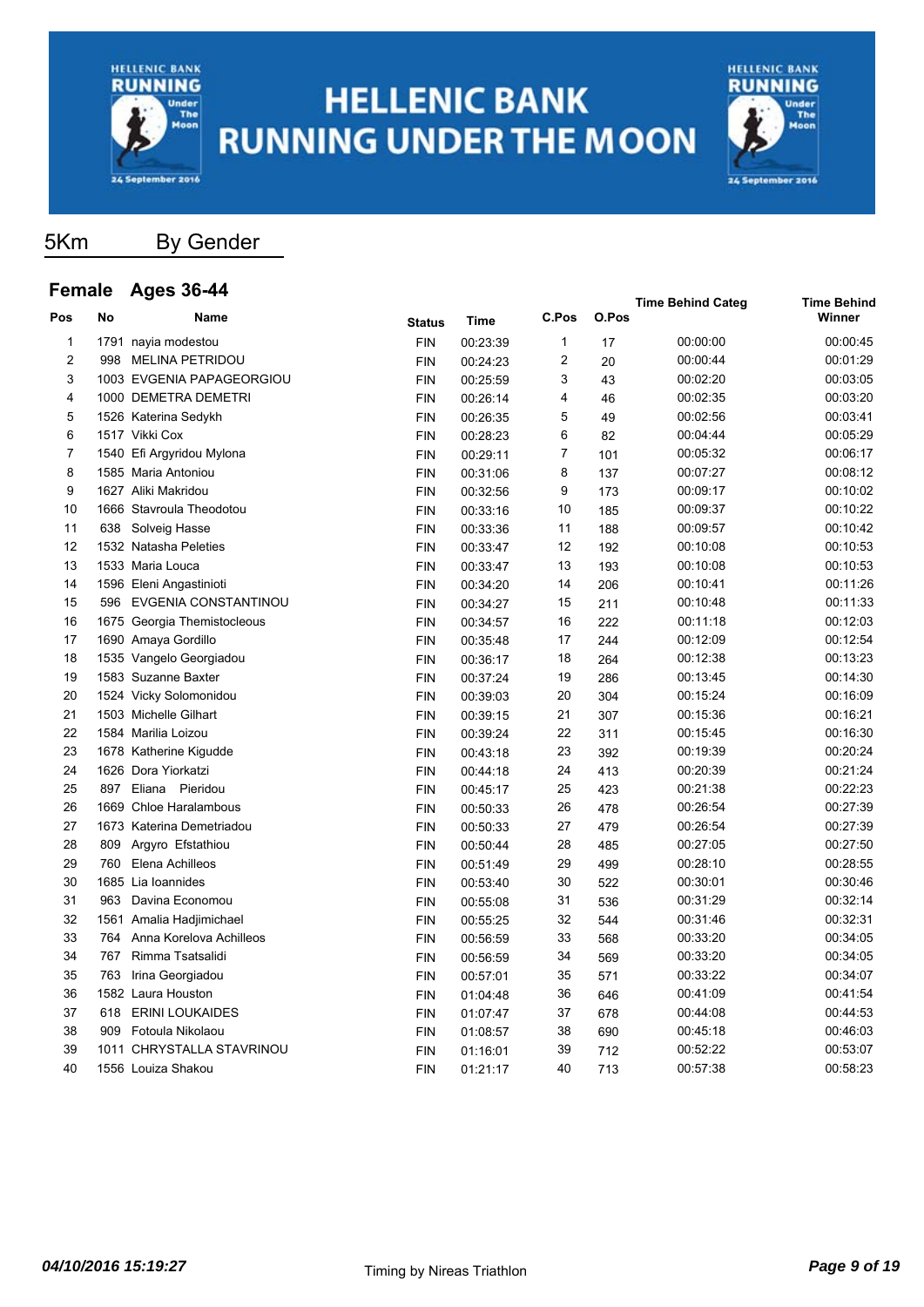# HELLENIC BANK RUNNING UNDER THE MOON

## 5Km By Gender

### Female Ages 36-44

| Pos | No | Name | Status | Time | C.Pos | O.Pos | Time Behind Categ | Time Behind Winner |
|---|---|---|---|---|---|---|---|---|
| 1 | 1791 | nayia modestou | FIN | 00:23:39 | 1 | 17 | 00:00:00 | 00:00:45 |
| 2 | 998 | MELINA PETRIDOU | FIN | 00:24:23 | 2 | 20 | 00:00:44 | 00:01:29 |
| 3 | 1003 | EVGENIA PAPAGEORGIOU | FIN | 00:25:59 | 3 | 43 | 00:02:20 | 00:03:05 |
| 4 | 1000 | DEMETRA DEMETRI | FIN | 00:26:14 | 4 | 46 | 00:02:35 | 00:03:20 |
| 5 | 1526 | Katerina Sedykh | FIN | 00:26:35 | 5 | 49 | 00:02:56 | 00:03:41 |
| 6 | 1517 | Vikki Cox | FIN | 00:28:23 | 6 | 82 | 00:04:44 | 00:05:29 |
| 7 | 1540 | Efi Argyridou Mylona | FIN | 00:29:11 | 7 | 101 | 00:05:32 | 00:06:17 |
| 8 | 1585 | Maria Antoniou | FIN | 00:31:06 | 8 | 137 | 00:07:27 | 00:08:12 |
| 9 | 1627 | Aliki Makridou | FIN | 00:32:56 | 9 | 173 | 00:09:17 | 00:10:02 |
| 10 | 1666 | Stavroula Theodotou | FIN | 00:33:16 | 10 | 185 | 00:09:37 | 00:10:22 |
| 11 | 638 | Solveig Hasse | FIN | 00:33:36 | 11 | 188 | 00:09:57 | 00:10:42 |
| 12 | 1532 | Natasha Peleties | FIN | 00:33:47 | 12 | 192 | 00:10:08 | 00:10:53 |
| 13 | 1533 | Maria Louca | FIN | 00:33:47 | 13 | 193 | 00:10:08 | 00:10:53 |
| 14 | 1596 | Eleni Angastinioti | FIN | 00:34:20 | 14 | 206 | 00:10:41 | 00:11:26 |
| 15 | 596 | EVGENIA CONSTANTINOU | FIN | 00:34:27 | 15 | 211 | 00:10:48 | 00:11:33 |
| 16 | 1675 | Georgia Themistocleous | FIN | 00:34:57 | 16 | 222 | 00:11:18 | 00:12:03 |
| 17 | 1690 | Amaya Gordillo | FIN | 00:35:48 | 17 | 244 | 00:12:09 | 00:12:54 |
| 18 | 1535 | Vangelo Georgiadou | FIN | 00:36:17 | 18 | 264 | 00:12:38 | 00:13:23 |
| 19 | 1583 | Suzanne Baxter | FIN | 00:37:24 | 19 | 286 | 00:13:45 | 00:14:30 |
| 20 | 1524 | Vicky Solomonidou | FIN | 00:39:03 | 20 | 304 | 00:15:24 | 00:16:09 |
| 21 | 1503 | Michelle Gilhart | FIN | 00:39:15 | 21 | 307 | 00:15:36 | 00:16:21 |
| 22 | 1584 | Marilia Loizou | FIN | 00:39:24 | 22 | 311 | 00:15:45 | 00:16:30 |
| 23 | 1678 | Katherine Kigudde | FIN | 00:43:18 | 23 | 392 | 00:19:39 | 00:20:24 |
| 24 | 1626 | Dora Yiorkatzi | FIN | 00:44:18 | 24 | 413 | 00:20:39 | 00:21:24 |
| 25 | 897 | Eliana Pieridou | FIN | 00:45:17 | 25 | 423 | 00:21:38 | 00:22:23 |
| 26 | 1669 | Chloe Haralambous | FIN | 00:50:33 | 26 | 478 | 00:26:54 | 00:27:39 |
| 27 | 1673 | Katerina Demetriadou | FIN | 00:50:33 | 27 | 479 | 00:26:54 | 00:27:39 |
| 28 | 809 | Argyro Efstathiou | FIN | 00:50:44 | 28 | 485 | 00:27:05 | 00:27:50 |
| 29 | 760 | Elena Achilleos | FIN | 00:51:49 | 29 | 499 | 00:28:10 | 00:28:55 |
| 30 | 1685 | Lia Ioannides | FIN | 00:53:40 | 30 | 522 | 00:30:01 | 00:30:46 |
| 31 | 963 | Davina Economou | FIN | 00:55:08 | 31 | 536 | 00:31:29 | 00:32:14 |
| 32 | 1561 | Amalia Hadjimichael | FIN | 00:55:25 | 32 | 544 | 00:31:46 | 00:32:31 |
| 33 | 764 | Anna Korelova Achilleos | FIN | 00:56:59 | 33 | 568 | 00:33:20 | 00:34:05 |
| 34 | 767 | Rimma Tsatsalidi | FIN | 00:56:59 | 34 | 569 | 00:33:20 | 00:34:05 |
| 35 | 763 | Irina Georgiadou | FIN | 00:57:01 | 35 | 571 | 00:33:22 | 00:34:07 |
| 36 | 1582 | Laura Houston | FIN | 01:04:48 | 36 | 646 | 00:41:09 | 00:41:54 |
| 37 | 618 | ERINI LOUKAIDES | FIN | 01:07:47 | 37 | 678 | 00:44:08 | 00:44:53 |
| 38 | 909 | Fotoula Nikolaou | FIN | 01:08:57 | 38 | 690 | 00:45:18 | 00:46:03 |
| 39 | 1011 | CHRYSTALLA STAVRINOU | FIN | 01:16:01 | 39 | 712 | 00:52:22 | 00:53:07 |
| 40 | 1556 | Louiza Shakou | FIN | 01:21:17 | 40 | 713 | 00:57:38 | 00:58:23 |

*04/10/2016 15:19:27*

Timing by Nireas Triathlon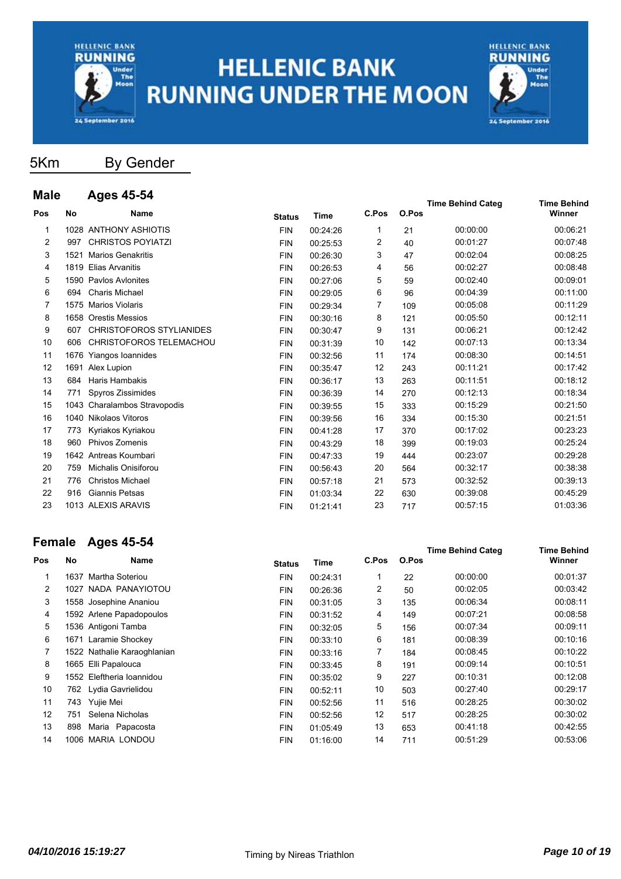# HELLENIC BANK RUNNING UNDER THE MOON

## 5Km By Gender

### Male Ages 45-54

| Pos | No | Name | Status | Time | C.Pos | O.Pos | Time Behind Categ | Time Behind Winner |
|---|---|---|---|---|---|---|---|---|
| 1 | 1028 | ANTHONY ASHIOTIS | FIN | 00:24:26 | 1 | 21 | 00:00:00 | 00:06:21 |
| 2 | 997 | CHRISTOS POYIATZI | FIN | 00:25:53 | 2 | 40 | 00:01:27 | 00:07:48 |
| 3 | 1521 | Marios Genakritis | FIN | 00:26:30 | 3 | 47 | 00:02:04 | 00:08:25 |
| 4 | 1819 | Elias Arvanitis | FIN | 00:26:53 | 4 | 56 | 00:02:27 | 00:08:48 |
| 5 | 1590 | Pavlos Avlonites | FIN | 00:27:06 | 5 | 59 | 00:02:40 | 00:09:01 |
| 6 | 694 | Charis Michael | FIN | 00:29:05 | 6 | 96 | 00:04:39 | 00:11:00 |
| 7 | 1575 | Marios Violaris | FIN | 00:29:34 | 7 | 109 | 00:05:08 | 00:11:29 |
| 8 | 1658 | Orestis Messios | FIN | 00:30:16 | 8 | 121 | 00:05:50 | 00:12:11 |
| 9 | 607 | CHRISTOFOROS STYLIANIDES | FIN | 00:30:47 | 9 | 131 | 00:06:21 | 00:12:42 |
| 10 | 606 | CHRISTOFOROS TELEMACHOU | FIN | 00:31:39 | 10 | 142 | 00:07:13 | 00:13:34 |
| 11 | 1676 | Yiangos Ioannides | FIN | 00:32:56 | 11 | 174 | 00:08:30 | 00:14:51 |
| 12 | 1691 | Alex Lupion | FIN | 00:35:47 | 12 | 243 | 00:11:21 | 00:17:42 |
| 13 | 684 | Haris Hambakis | FIN | 00:36:17 | 13 | 263 | 00:11:51 | 00:18:12 |
| 14 | 771 | Spyros Zissimides | FIN | 00:36:39 | 14 | 270 | 00:12:13 | 00:18:34 |
| 15 | 1043 | Charalambos Stravopodis | FIN | 00:39:55 | 15 | 333 | 00:15:29 | 00:21:50 |
| 16 | 1040 | Nikolaos Vitoros | FIN | 00:39:56 | 16 | 334 | 00:15:30 | 00:21:51 |
| 17 | 773 | Kyriakos Kyriakou | FIN | 00:41:28 | 17 | 370 | 00:17:02 | 00:23:23 |
| 18 | 960 | Phivos Zomenis | FIN | 00:43:29 | 18 | 399 | 00:19:03 | 00:25:24 |
| 19 | 1642 | Antreas Koumbari | FIN | 00:47:33 | 19 | 444 | 00:23:07 | 00:29:28 |
| 20 | 759 | Michalis Onisiforou | FIN | 00:56:43 | 20 | 564 | 00:32:17 | 00:38:38 |
| 21 | 776 | Christos Michael | FIN | 00:57:18 | 21 | 573 | 00:32:52 | 00:39:13 |
| 22 | 916 | Giannis Petsas | FIN | 01:03:34 | 22 | 630 | 00:39:08 | 00:45:29 |
| 23 | 1013 | ALEXIS ARAVIS | FIN | 01:21:41 | 23 | 717 | 00:57:15 | 01:03:36 |

### Female Ages 45-54

| Pos | No | Name | Status | Time | C.Pos | O.Pos | Time Behind Categ | Time Behind Winner |
|---|---|---|---|---|---|---|---|---|
| 1 | 1637 | Martha Soteriou | FIN | 00:24:31 | 1 | 22 | 00:00:00 | 00:01:37 |
| 2 | 1027 | NADA PANAYIOTOU | FIN | 00:26:36 | 2 | 50 | 00:02:05 | 00:03:42 |
| 3 | 1558 | Josephine Ananiou | FIN | 00:31:05 | 3 | 135 | 00:06:34 | 00:08:11 |
| 4 | 1592 | Arlene Papadopoulos | FIN | 00:31:52 | 4 | 149 | 00:07:21 | 00:08:58 |
| 5 | 1536 | Antigoni Tamba | FIN | 00:32:05 | 5 | 156 | 00:07:34 | 00:09:11 |
| 6 | 1671 | Laramie Shockey | FIN | 00:33:10 | 6 | 181 | 00:08:39 | 00:10:16 |
| 7 | 1522 | Nathalie Karaoghlanian | FIN | 00:33:16 | 7 | 184 | 00:08:45 | 00:10:22 |
| 8 | 1665 | Elli Papalouca | FIN | 00:33:45 | 8 | 191 | 00:09:14 | 00:10:51 |
| 9 | 1552 | Eleftheria Ioannidou | FIN | 00:35:02 | 9 | 227 | 00:10:31 | 00:12:08 |
| 10 | 762 | Lydia Gavrielidou | FIN | 00:52:11 | 10 | 503 | 00:27:40 | 00:29:17 |
| 11 | 743 | Yujie Mei | FIN | 00:52:56 | 11 | 516 | 00:28:25 | 00:30:02 |
| 12 | 751 | Selena Nicholas | FIN | 00:52:56 | 12 | 517 | 00:28:25 | 00:30:02 |
| 13 | 898 | Maria Papacosta | FIN | 01:05:49 | 13 | 653 | 00:41:18 | 00:42:55 |
| 14 | 1006 | MARIA LONDOU | FIN | 01:16:00 | 14 | 711 | 00:51:29 | 00:53:06 |

*04/10/2016 15:19:27* Timing by Nireas Triathlon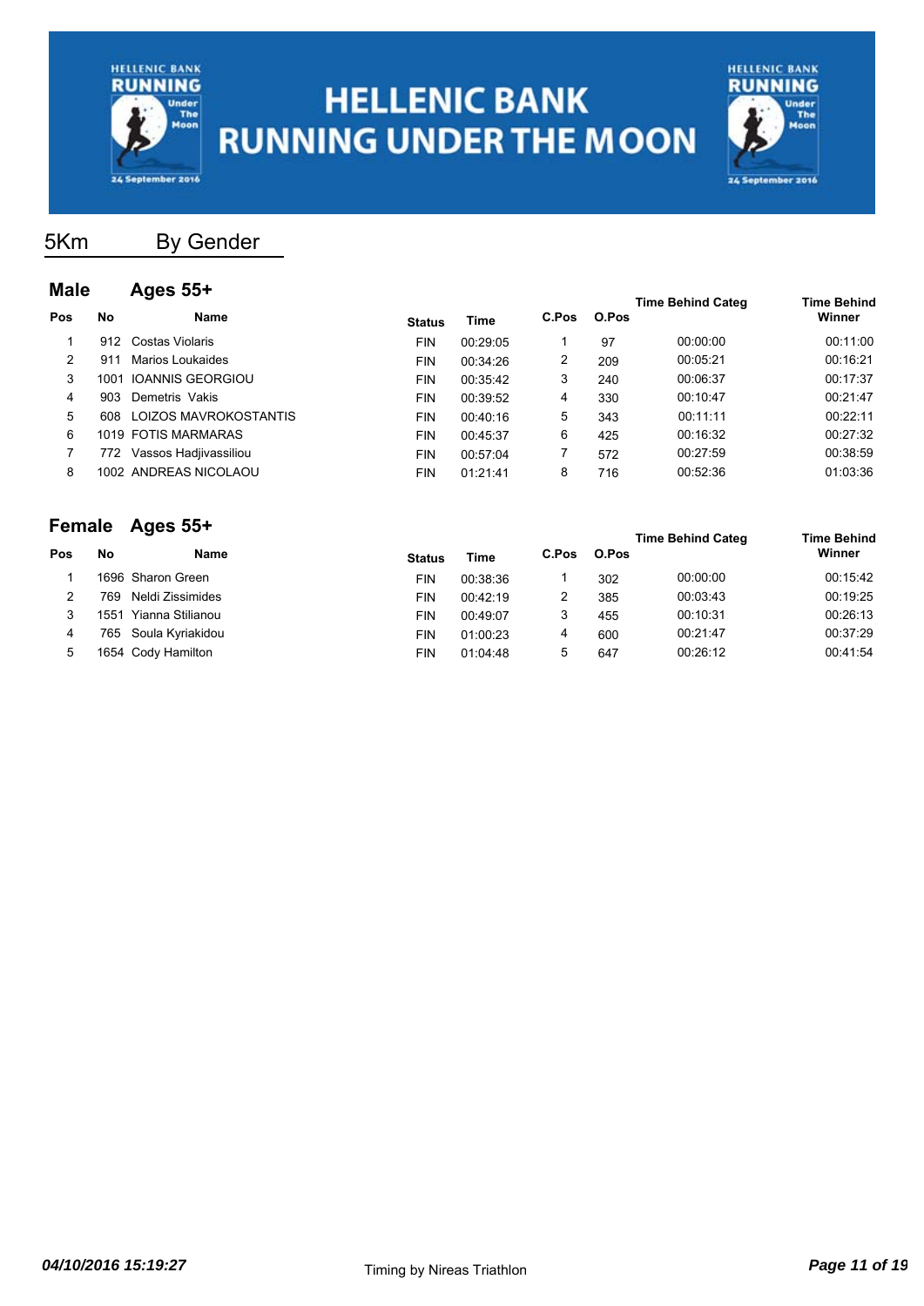# HELLENIC BANK RUNNING UNDER THE MOON

## 5Km By Gender

### Male Ages 55+

| Pos | No | Name | Status | Time | C.Pos | O.Pos | Time Behind Categ | Time Behind Winner |
|---|---|---|---|---|---|---|---|---|
| 1 | 912 | Costas Violaris | FIN | 00:29:05 | 1 | 97 | 00:00:00 | 00:11:00 |
| 2 | 911 | Marios Loukaides | FIN | 00:34:26 | 2 | 209 | 00:05:21 | 00:16:21 |
| 3 | 1001 | IOANNIS GEORGIOU | FIN | 00:35:42 | 3 | 240 | 00:06:37 | 00:17:37 |
| 4 | 903 | Demetris Vakis | FIN | 00:39:52 | 4 | 330 | 00:10:47 | 00:21:47 |
| 5 | 608 | LOIZOS MAVROKOSTANTIS | FIN | 00:40:16 | 5 | 343 | 00:11:11 | 00:22:11 |
| 6 | 1019 | FOTIS MARMARAS | FIN | 00:45:37 | 6 | 425 | 00:16:32 | 00:27:32 |
| 7 | 772 | Vassos Hadjivassiliou | FIN | 00:57:04 | 7 | 572 | 00:27:59 | 00:38:59 |
| 8 | 1002 | ANDREAS NICOLAOU | FIN | 01:21:41 | 8 | 716 | 00:52:36 | 01:03:36 |

### Female Ages 55+

| Pos | No | Name | Status | Time | C.Pos | O.Pos | Time Behind Categ | Time Behind Winner |
|---|---|---|---|---|---|---|---|---|
| 1 | 1696 | Sharon Green | FIN | 00:38:36 | 1 | 302 | 00:00:00 | 00:15:42 |
| 2 | 769 | Neldi Zissimides | FIN | 00:42:19 | 2 | 385 | 00:03:43 | 00:19:25 |
| 3 | 1551 | Yianna Stilianou | FIN | 00:49:07 | 3 | 455 | 00:10:31 | 00:26:13 |
| 4 | 765 | Soula Kyriakidou | FIN | 01:00:23 | 4 | 600 | 00:21:47 | 00:37:29 |
| 5 | 1654 | Cody Hamilton | FIN | 01:04:48 | 5 | 647 | 00:26:12 | 00:41:54 |

*04/10/2016 15:19:27* Timing by Nireas Triathlon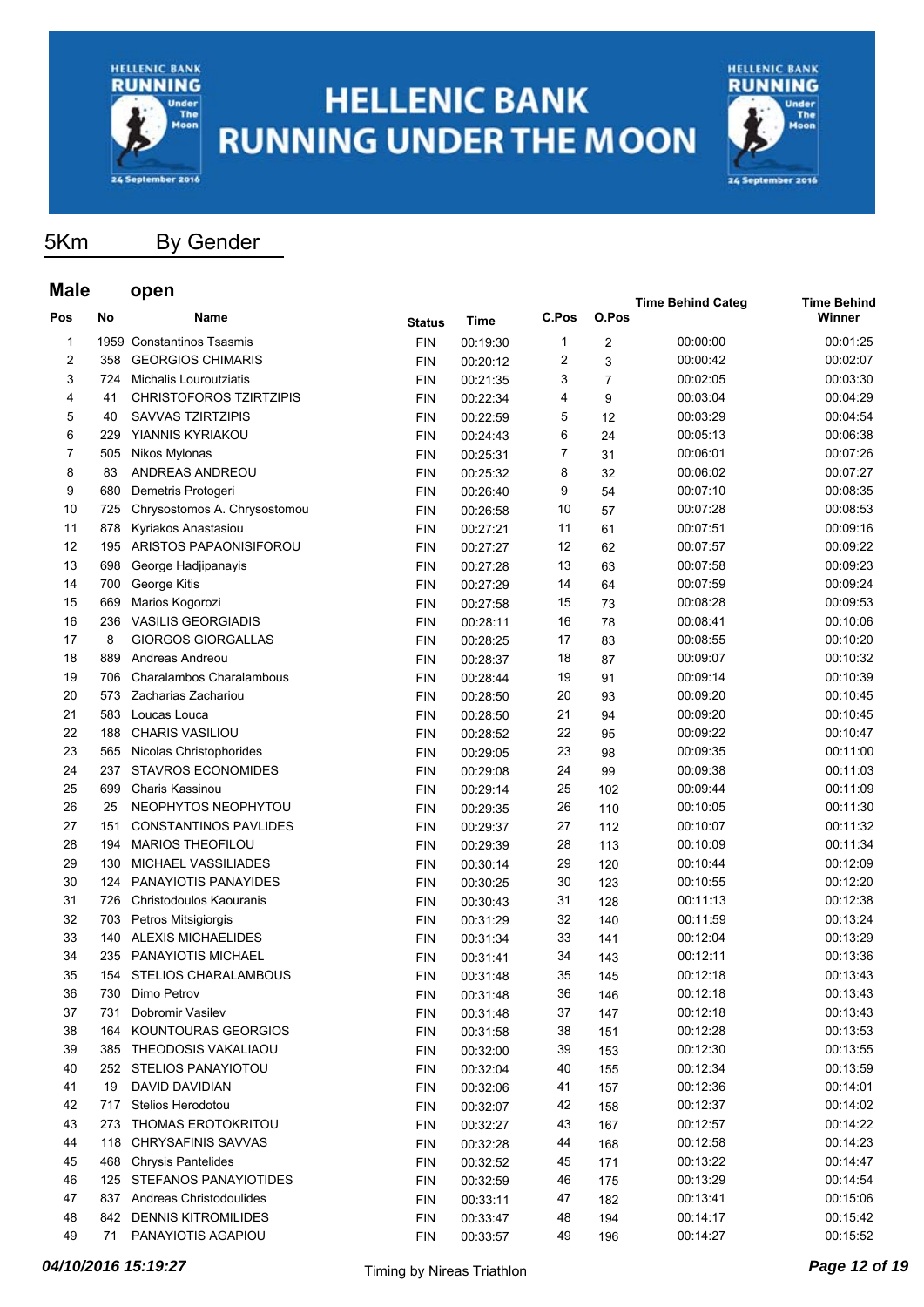# HELLENIC BANK RUNNING UNDER THE MOON

## 5Km By Gender

### Male open

| Pos | No | Name | Status | Time | C.Pos | O.Pos | Time Behind Categ | Time Behind Winner |
|---|---|---|---|---|---|---|---|---|
| 1 | 1959 | Constantinos Tsasmis | FIN | 00:19:30 | 1 | 2 | 00:00:00 | 00:01:25 |
| 2 | 358 | GEORGIOS CHIMARIS | FIN | 00:20:12 | 2 | 3 | 00:00:42 | 00:02:07 |
| 3 | 724 | Michalis Louroutziatis | FIN | 00:21:35 | 3 | 7 | 00:02:05 | 00:03:30 |
| 4 | 41 | CHRISTOFOROS TZIRTZIPIS | FIN | 00:22:34 | 4 | 9 | 00:03:04 | 00:04:29 |
| 5 | 40 | SAVVAS TZIRTZIPIS | FIN | 00:22:59 | 5 | 12 | 00:03:29 | 00:04:54 |
| 6 | 229 | YIANNIS KYRIAKOU | FIN | 00:24:43 | 6 | 24 | 00:05:13 | 00:06:38 |
| 7 | 505 | Nikos Mylonas | FIN | 00:25:31 | 7 | 31 | 00:06:01 | 00:07:26 |
| 8 | 83 | ANDREAS ANDREOU | FIN | 00:25:32 | 8 | 32 | 00:06:02 | 00:07:27 |
| 9 | 680 | Demetris Protogeri | FIN | 00:26:40 | 9 | 54 | 00:07:10 | 00:08:35 |
| 10 | 725 | Chrysostomos A. Chrysostomou | FIN | 00:26:58 | 10 | 57 | 00:07:28 | 00:08:53 |
| 11 | 878 | Kyriakos Anastasiou | FIN | 00:27:21 | 11 | 61 | 00:07:51 | 00:09:16 |
| 12 | 195 | ARISTOS PAPAONISIFOROU | FIN | 00:27:27 | 12 | 62 | 00:07:57 | 00:09:22 |
| 13 | 698 | George Hadjipanayis | FIN | 00:27:28 | 13 | 63 | 00:07:58 | 00:09:23 |
| 14 | 700 | George Kitis | FIN | 00:27:29 | 14 | 64 | 00:07:59 | 00:09:24 |
| 15 | 669 | Marios Kogorozi | FIN | 00:27:58 | 15 | 73 | 00:08:28 | 00:09:53 |
| 16 | 236 | VASILIS GEORGIADIS | FIN | 00:28:11 | 16 | 78 | 00:08:41 | 00:10:06 |
| 17 | 8 | GIORGOS GIORGALLAS | FIN | 00:28:25 | 17 | 83 | 00:08:55 | 00:10:20 |
| 18 | 889 | Andreas Andreou | FIN | 00:28:37 | 18 | 87 | 00:09:07 | 00:10:32 |
| 19 | 706 | Charalambos Charalambous | FIN | 00:28:44 | 19 | 91 | 00:09:14 | 00:10:39 |
| 20 | 573 | Zacharias Zachariou | FIN | 00:28:50 | 20 | 93 | 00:09:20 | 00:10:45 |
| 21 | 583 | Loucas Louca | FIN | 00:28:50 | 21 | 94 | 00:09:20 | 00:10:45 |
| 22 | 188 | CHARIS VASILIOU | FIN | 00:28:52 | 22 | 95 | 00:09:22 | 00:10:47 |
| 23 | 565 | Nicolas Christophorides | FIN | 00:29:05 | 23 | 98 | 00:09:35 | 00:11:00 |
| 24 | 237 | STAVROS ECONOMIDES | FIN | 00:29:08 | 24 | 99 | 00:09:38 | 00:11:03 |
| 25 | 699 | Charis Kassinou | FIN | 00:29:14 | 25 | 102 | 00:09:44 | 00:11:09 |
| 26 | 25 | NEOPHYTOS NEOPHYTOU | FIN | 00:29:35 | 26 | 110 | 00:10:05 | 00:11:30 |
| 27 | 151 | CONSTANTINOS PAVLIDES | FIN | 00:29:37 | 27 | 112 | 00:10:07 | 00:11:32 |
| 28 | 194 | MARIOS THEOFILOU | FIN | 00:29:39 | 28 | 113 | 00:10:09 | 00:11:34 |
| 29 | 130 | MICHAEL VASSILIADES | FIN | 00:30:14 | 29 | 120 | 00:10:44 | 00:12:09 |
| 30 | 124 | PANAYIOTIS PANAYIDES | FIN | 00:30:25 | 30 | 123 | 00:10:55 | 00:12:20 |
| 31 | 726 | Christodoulos Kaouranis | FIN | 00:30:43 | 31 | 128 | 00:11:13 | 00:12:38 |
| 32 | 703 | Petros Mitsigiorgis | FIN | 00:31:29 | 32 | 140 | 00:11:59 | 00:13:24 |
| 33 | 140 | ALEXIS MICHAELIDES | FIN | 00:31:34 | 33 | 141 | 00:12:04 | 00:13:29 |
| 34 | 235 | PANAYIOTIS MICHAEL | FIN | 00:31:41 | 34 | 143 | 00:12:11 | 00:13:36 |
| 35 | 154 | STELIOS CHARALAMBOUS | FIN | 00:31:48 | 35 | 145 | 00:12:18 | 00:13:43 |
| 36 | 730 | Dimo Petrov | FIN | 00:31:48 | 36 | 146 | 00:12:18 | 00:13:43 |
| 37 | 731 | Dobromir Vasilev | FIN | 00:31:48 | 37 | 147 | 00:12:18 | 00:13:43 |
| 38 | 164 | KOUNTOURAS GEORGIOS | FIN | 00:31:58 | 38 | 151 | 00:12:28 | 00:13:53 |
| 39 | 385 | THEODOSIS VAKALIAOU | FIN | 00:32:00 | 39 | 153 | 00:12:30 | 00:13:55 |
| 40 | 252 | STELIOS PANAYIOTOU | FIN | 00:32:04 | 40 | 155 | 00:12:34 | 00:13:59 |
| 41 | 19 | DAVID DAVIDIAN | FIN | 00:32:06 | 41 | 157 | 00:12:36 | 00:14:01 |
| 42 | 717 | Stelios Herodotou | FIN | 00:32:07 | 42 | 158 | 00:12:37 | 00:14:02 |
| 43 | 273 | THOMAS EROTOKRITOU | FIN | 00:32:27 | 43 | 167 | 00:12:57 | 00:14:22 |
| 44 | 118 | CHRYSAFINIS SAVVAS | FIN | 00:32:28 | 44 | 168 | 00:12:58 | 00:14:23 |
| 45 | 468 | Chrysis Pantelides | FIN | 00:32:52 | 45 | 171 | 00:13:22 | 00:14:47 |
| 46 | 125 | STEFANOS PANAYIOTIDES | FIN | 00:32:59 | 46 | 175 | 00:13:29 | 00:14:54 |
| 47 | 837 | Andreas Christodoulides | FIN | 00:33:11 | 47 | 182 | 00:13:41 | 00:15:06 |
| 48 | 842 | DENNIS KITROMILIDES | FIN | 00:33:47 | 48 | 194 | 00:14:17 | 00:15:42 |
| 49 | 71 | PANAYIOTIS AGAPIOU | FIN | 00:33:57 | 49 | 196 | 00:14:27 | 00:15:52 |

*04/10/2016 15:19:27* Timing by Nireas Triathlon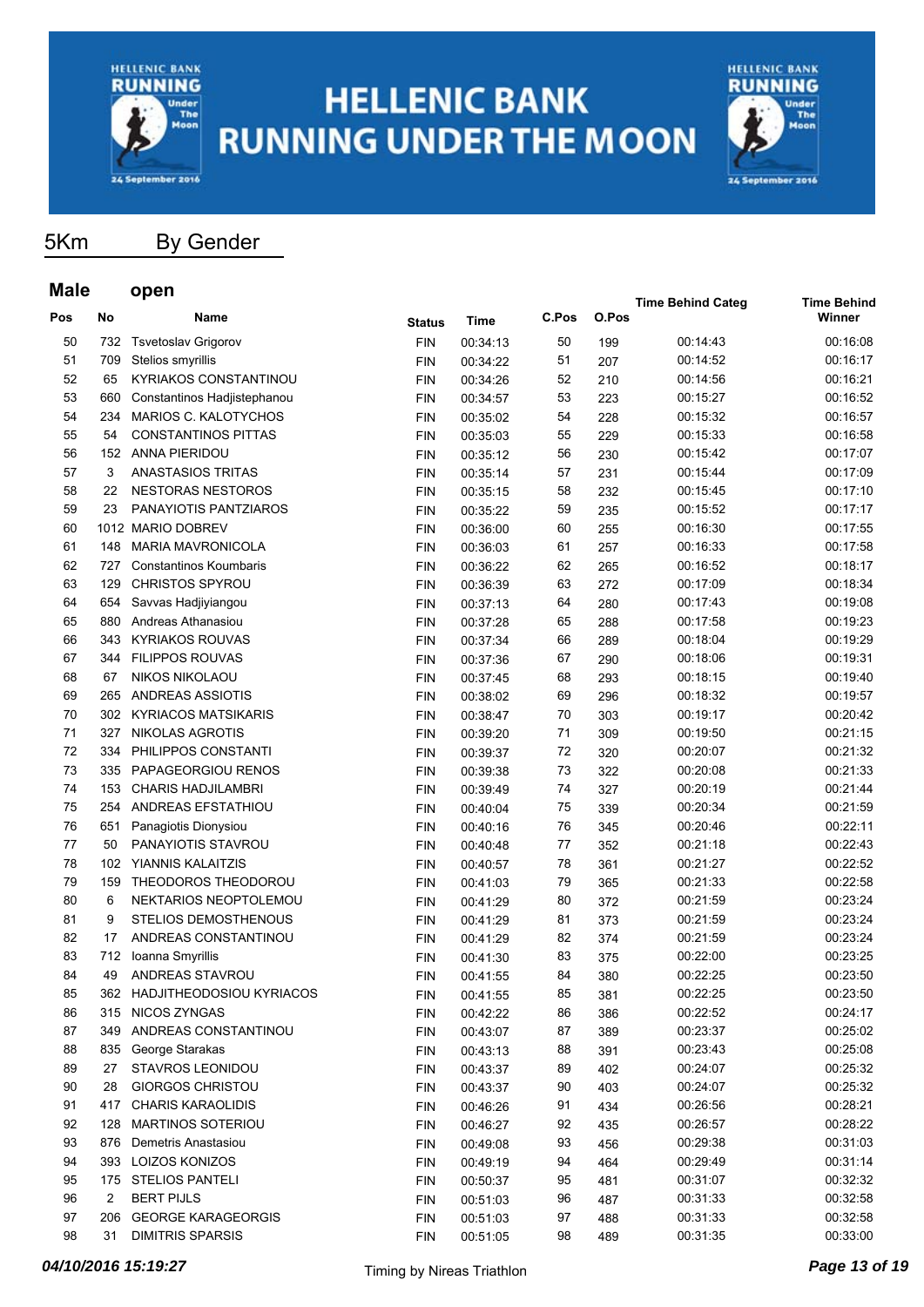# HELLENIC BANK RUNNING UNDER THE MOON

## 5Km By Gender

### Male open

| Pos | No | Name | Status | Time | C.Pos | O.Pos | Time Behind Categ | Time Behind Winner |
|---|---|---|---|---|---|---|---|---|
| 50 | 732 | Tsvetoslav Grigorov | FIN | 00:34:13 | 50 | 199 | 00:14:43 | 00:16:08 |
| 51 | 709 | Stelios smyrillis | FIN | 00:34:22 | 51 | 207 | 00:14:52 | 00:16:17 |
| 52 | 65 | KYRIAKOS CONSTANTINOU | FIN | 00:34:26 | 52 | 210 | 00:14:56 | 00:16:21 |
| 53 | 660 | Constantinos Hadjistephanou | FIN | 00:34:57 | 53 | 223 | 00:15:27 | 00:16:52 |
| 54 | 234 | MARIOS C. KALOTYCHOS | FIN | 00:35:02 | 54 | 228 | 00:15:32 | 00:16:57 |
| 55 | 54 | CONSTANTINOS PITTAS | FIN | 00:35:03 | 55 | 229 | 00:15:33 | 00:16:58 |
| 56 | 152 | ANNA PIERIDOU | FIN | 00:35:12 | 56 | 230 | 00:15:42 | 00:17:07 |
| 57 | 3 | ANASTASIOS TRITAS | FIN | 00:35:14 | 57 | 231 | 00:15:44 | 00:17:09 |
| 58 | 22 | NESTORAS NESTOROS | FIN | 00:35:15 | 58 | 232 | 00:15:45 | 00:17:10 |
| 59 | 23 | PANAYIOTIS PANTZIAROS | FIN | 00:35:22 | 59 | 235 | 00:15:52 | 00:17:17 |
| 60 | 1012 | MARIO DOBREV | FIN | 00:36:00 | 60 | 255 | 00:16:30 | 00:17:55 |
| 61 | 148 | MARIA MAVRONICOLA | FIN | 00:36:03 | 61 | 257 | 00:16:33 | 00:17:58 |
| 62 | 727 | Constantinos Koumbaris | FIN | 00:36:22 | 62 | 265 | 00:16:52 | 00:18:17 |
| 63 | 129 | CHRISTOS SPYROU | FIN | 00:36:39 | 63 | 272 | 00:17:09 | 00:18:34 |
| 64 | 654 | Savvas Hadjiyiangou | FIN | 00:37:13 | 64 | 280 | 00:17:43 | 00:19:08 |
| 65 | 880 | Andreas Athanasiou | FIN | 00:37:28 | 65 | 288 | 00:17:58 | 00:19:23 |
| 66 | 343 | KYRIAKOS ROUVAS | FIN | 00:37:34 | 66 | 289 | 00:18:04 | 00:19:29 |
| 67 | 344 | FILIPPOS ROUVAS | FIN | 00:37:36 | 67 | 290 | 00:18:06 | 00:19:31 |
| 68 | 67 | NIKOS NIKOLAOU | FIN | 00:37:45 | 68 | 293 | 00:18:15 | 00:19:40 |
| 69 | 265 | ANDREAS ASSIOTIS | FIN | 00:38:02 | 69 | 296 | 00:18:32 | 00:19:57 |
| 70 | 302 | KYRIACOS MATSIKARIS | FIN | 00:38:47 | 70 | 303 | 00:19:17 | 00:20:42 |
| 71 | 327 | NIKOLAS AGROTIS | FIN | 00:39:20 | 71 | 309 | 00:19:50 | 00:21:15 |
| 72 | 334 | PHILIPPOS CONSTANTI | FIN | 00:39:37 | 72 | 320 | 00:20:07 | 00:21:32 |
| 73 | 335 | PAPAGEORGIOU RENOS | FIN | 00:39:38 | 73 | 322 | 00:20:08 | 00:21:33 |
| 74 | 153 | CHARIS HADJILAMBRI | FIN | 00:39:49 | 74 | 327 | 00:20:19 | 00:21:44 |
| 75 | 254 | ANDREAS EFSTATHIOU | FIN | 00:40:04 | 75 | 339 | 00:20:34 | 00:21:59 |
| 76 | 651 | Panagiotis Dionysiou | FIN | 00:40:16 | 76 | 345 | 00:20:46 | 00:22:11 |
| 77 | 50 | PANAYIOTIS STAVROU | FIN | 00:40:48 | 77 | 352 | 00:21:18 | 00:22:43 |
| 78 | 102 | YIANNIS KALAITZIS | FIN | 00:40:57 | 78 | 361 | 00:21:27 | 00:22:52 |
| 79 | 159 | THEODOROS THEODOROU | FIN | 00:41:03 | 79 | 365 | 00:21:33 | 00:22:58 |
| 80 | 6 | NEKTARIOS NEOPTOLEMOU | FIN | 00:41:29 | 80 | 372 | 00:21:59 | 00:23:24 |
| 81 | 9 | STELIOS DEMOSTHENOUS | FIN | 00:41:29 | 81 | 373 | 00:21:59 | 00:23:24 |
| 82 | 17 | ANDREAS CONSTANTINOU | FIN | 00:41:29 | 82 | 374 | 00:21:59 | 00:23:24 |
| 83 | 712 | Ioanna Smyrillis | FIN | 00:41:30 | 83 | 375 | 00:22:00 | 00:23:25 |
| 84 | 49 | ANDREAS STAVROU | FIN | 00:41:55 | 84 | 380 | 00:22:25 | 00:23:50 |
| 85 | 362 | HADJITHEODOSIOU KYRIACOS | FIN | 00:41:55 | 85 | 381 | 00:22:25 | 00:23:50 |
| 86 | 315 | NICOS ZYNGAS | FIN | 00:42:22 | 86 | 386 | 00:22:52 | 00:24:17 |
| 87 | 349 | ANDREAS CONSTANTINOU | FIN | 00:43:07 | 87 | 389 | 00:23:37 | 00:25:02 |
| 88 | 835 | George Starakas | FIN | 00:43:13 | 88 | 391 | 00:23:43 | 00:25:08 |
| 89 | 27 | STAVROS LEONIDOU | FIN | 00:43:37 | 89 | 402 | 00:24:07 | 00:25:32 |
| 90 | 28 | GIORGOS CHRISTOU | FIN | 00:43:37 | 90 | 403 | 00:24:07 | 00:25:32 |
| 91 | 417 | CHARIS KARAOLIDIS | FIN | 00:46:26 | 91 | 434 | 00:26:56 | 00:28:21 |
| 92 | 128 | MARTINOS SOTERIOU | FIN | 00:46:27 | 92 | 435 | 00:26:57 | 00:28:22 |
| 93 | 876 | Demetris Anastasiou | FIN | 00:49:08 | 93 | 456 | 00:29:38 | 00:31:03 |
| 94 | 393 | LOIZOS KONIZOS | FIN | 00:49:19 | 94 | 464 | 00:29:49 | 00:31:14 |
| 95 | 175 | STELIOS PANTELI | FIN | 00:50:37 | 95 | 481 | 00:31:07 | 00:32:32 |
| 96 | 2 | BERT PIJLS | FIN | 00:51:03 | 96 | 487 | 00:31:33 | 00:32:58 |
| 97 | 206 | GEORGE KARAGEORGIS | FIN | 00:51:03 | 97 | 488 | 00:31:33 | 00:32:58 |
| 98 | 31 | DIMITRIS SPARSIS | FIN | 00:51:05 | 98 | 489 | 00:31:35 | 00:33:00 |

*04/10/2016 15:19:27* Timing by Nireas Triathlon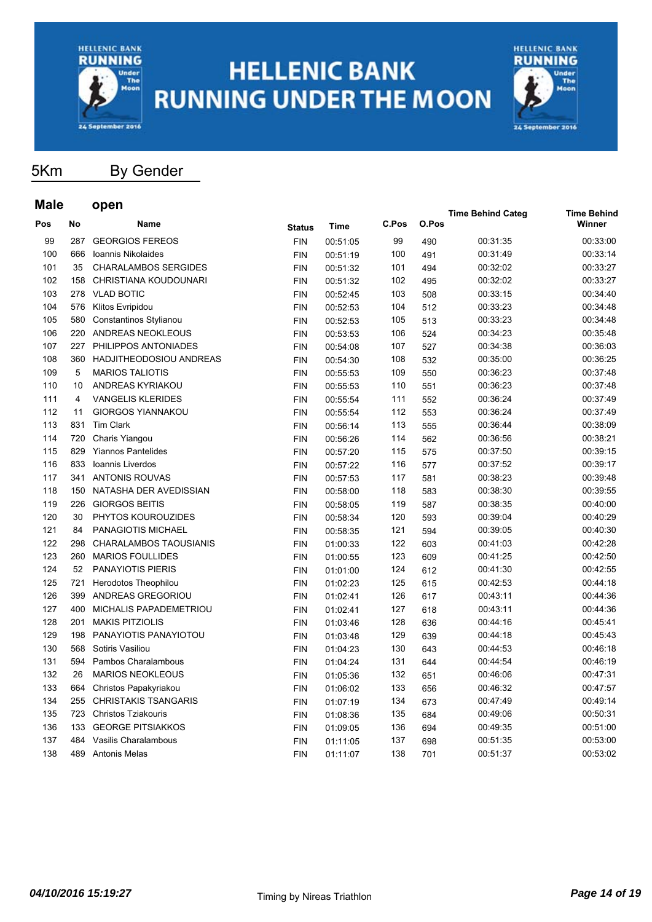# HELLENIC BANK RUNNING UNDER THE MOON

## 5Km By Gender

### Male open

| Pos | No | Name | Status | Time | C.Pos | O.Pos | Time Behind Categ | Time Behind Winner |
|---|---|---|---|---|---|---|---|---|
| 99 | 287 | GEORGIOS FEREOS | FIN | 00:51:05 | 99 | 490 | 00:31:35 | 00:33:00 |
| 100 | 666 | Ioannis Nikolaides | FIN | 00:51:19 | 100 | 491 | 00:31:49 | 00:33:14 |
| 101 | 35 | CHARALAMBOS SERGIDES | FIN | 00:51:32 | 101 | 494 | 00:32:02 | 00:33:27 |
| 102 | 158 | CHRISTIANA KOUDOUNARI | FIN | 00:51:32 | 102 | 495 | 00:32:02 | 00:33:27 |
| 103 | 278 | VLAD BOTIC | FIN | 00:52:45 | 103 | 508 | 00:33:15 | 00:34:40 |
| 104 | 576 | Klitos Evripidou | FIN | 00:52:53 | 104 | 512 | 00:33:23 | 00:34:48 |
| 105 | 580 | Constantinos Stylianou | FIN | 00:52:53 | 105 | 513 | 00:33:23 | 00:34:48 |
| 106 | 220 | ANDREAS NEOKLEOUS | FIN | 00:53:53 | 106 | 524 | 00:34:23 | 00:35:48 |
| 107 | 227 | PHILIPPOS ANTONIADES | FIN | 00:54:08 | 107 | 527 | 00:34:38 | 00:36:03 |
| 108 | 360 | HADJITHEODOSIOU ANDREAS | FIN | 00:54:30 | 108 | 532 | 00:35:00 | 00:36:25 |
| 109 | 5 | MARIOS TALIOTIS | FIN | 00:55:53 | 109 | 550 | 00:36:23 | 00:37:48 |
| 110 | 10 | ANDREAS KYRIAKOU | FIN | 00:55:53 | 110 | 551 | 00:36:23 | 00:37:48 |
| 111 | 4 | VANGELIS KLERIDES | FIN | 00:55:54 | 111 | 552 | 00:36:24 | 00:37:49 |
| 112 | 11 | GIORGOS YIANNAKOU | FIN | 00:55:54 | 112 | 553 | 00:36:24 | 00:37:49 |
| 113 | 831 | Tim Clark | FIN | 00:56:14 | 113 | 555 | 00:36:44 | 00:38:09 |
| 114 | 720 | Charis Yiangou | FIN | 00:56:26 | 114 | 562 | 00:36:56 | 00:38:21 |
| 115 | 829 | Yiannos Pantelides | FIN | 00:57:20 | 115 | 575 | 00:37:50 | 00:39:15 |
| 116 | 833 | Ioannis Liverdos | FIN | 00:57:22 | 116 | 577 | 00:37:52 | 00:39:17 |
| 117 | 341 | ANTONIS ROUVAS | FIN | 00:57:53 | 117 | 581 | 00:38:23 | 00:39:48 |
| 118 | 150 | NATASHA DER AVEDISSIAN | FIN | 00:58:00 | 118 | 583 | 00:38:30 | 00:39:55 |
| 119 | 226 | GIORGOS BEITIS | FIN | 00:58:05 | 119 | 587 | 00:38:35 | 00:40:00 |
| 120 | 30 | PHYTOS KOUROUZIDES | FIN | 00:58:34 | 120 | 593 | 00:39:04 | 00:40:29 |
| 121 | 84 | PANAGIOTIS MICHAEL | FIN | 00:58:35 | 121 | 594 | 00:39:05 | 00:40:30 |
| 122 | 298 | CHARALAMBOS TAOUSIANIS | FIN | 01:00:33 | 122 | 603 | 00:41:03 | 00:42:28 |
| 123 | 260 | MARIOS FOULLIDES | FIN | 01:00:55 | 123 | 609 | 00:41:25 | 00:42:50 |
| 124 | 52 | PANAYIOTIS PIERIS | FIN | 01:01:00 | 124 | 612 | 00:41:30 | 00:42:55 |
| 125 | 721 | Herodotos Theophilou | FIN | 01:02:23 | 125 | 615 | 00:42:53 | 00:44:18 |
| 126 | 399 | ANDREAS GREGORIOU | FIN | 01:02:41 | 126 | 617 | 00:43:11 | 00:44:36 |
| 127 | 400 | MICHALIS PAPADEMETRIOU | FIN | 01:02:41 | 127 | 618 | 00:43:11 | 00:44:36 |
| 128 | 201 | MAKIS PITZIOLIS | FIN | 01:03:46 | 128 | 636 | 00:44:16 | 00:45:41 |
| 129 | 198 | PANAYIOTIS PANAYIOTOU | FIN | 01:03:48 | 129 | 639 | 00:44:18 | 00:45:43 |
| 130 | 568 | Sotiris Vasiliou | FIN | 01:04:23 | 130 | 643 | 00:44:53 | 00:46:18 |
| 131 | 594 | Pambos Charalambous | FIN | 01:04:24 | 131 | 644 | 00:44:54 | 00:46:19 |
| 132 | 26 | MARIOS NEOKLEOUS | FIN | 01:05:36 | 132 | 651 | 00:46:06 | 00:47:31 |
| 133 | 664 | Christos Papakyriakou | FIN | 01:06:02 | 133 | 656 | 00:46:32 | 00:47:57 |
| 134 | 255 | CHRISTAKIS TSANGARIS | FIN | 01:07:19 | 134 | 673 | 00:47:49 | 00:49:14 |
| 135 | 723 | Christos Tziakouris | FIN | 01:08:36 | 135 | 684 | 00:49:06 | 00:50:31 |
| 136 | 133 | GEORGE PITSIAKKOS | FIN | 01:09:05 | 136 | 694 | 00:49:35 | 00:51:00 |
| 137 | 484 | Vasilis Charalambous | FIN | 01:11:05 | 137 | 698 | 00:51:35 | 00:53:00 |
| 138 | 489 | Antonis Melas | FIN | 01:11:07 | 138 | 701 | 00:51:37 | 00:53:02 |

*04/10/2016 15:19:27*

Timing by Nireas Triathlon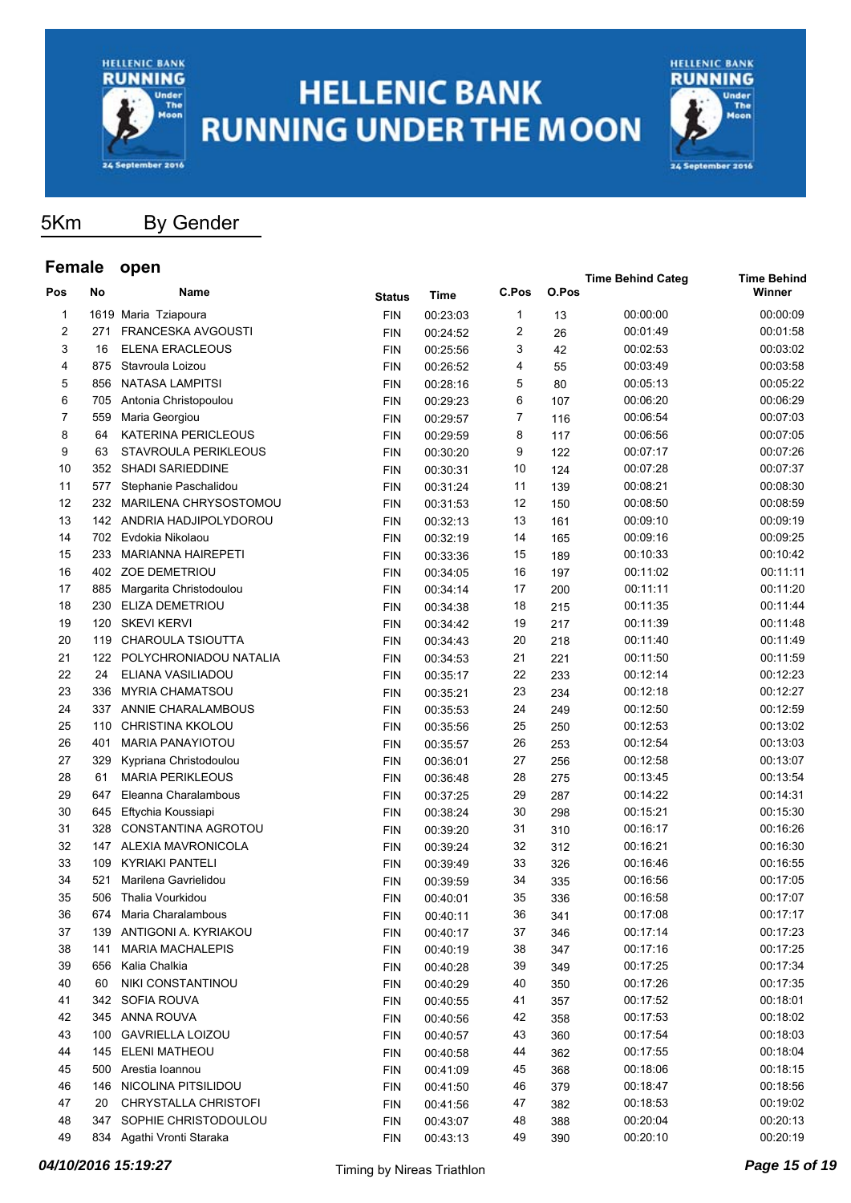# HELLENIC BANK RUNNING UNDER THE MOON

## 5Km By Gender

### Female open

| Pos | No | Name | Status | Time | C.Pos | O.Pos | Time Behind Categ | Time Behind Winner |
|---|---|---|---|---|---|---|---|---|
| 1 | 1619 | Maria Tziapoura | FIN | 00:23:03 | 1 | 13 | 00:00:00 | 00:00:09 |
| 2 | 271 | FRANCESKA AVGOUSTI | FIN | 00:24:52 | 2 | 26 | 00:01:49 | 00:01:58 |
| 3 | 16 | ELENA ERACLEOUS | FIN | 00:25:56 | 3 | 42 | 00:02:53 | 00:03:02 |
| 4 | 875 | Stavroula Loizou | FIN | 00:26:52 | 4 | 55 | 00:03:49 | 00:03:58 |
| 5 | 856 | NATASA LAMPITSI | FIN | 00:28:16 | 5 | 80 | 00:05:13 | 00:05:22 |
| 6 | 705 | Antonia Christopoulou | FIN | 00:29:23 | 6 | 107 | 00:06:20 | 00:06:29 |
| 7 | 559 | Maria Georgiou | FIN | 00:29:57 | 7 | 116 | 00:06:54 | 00:07:03 |
| 8 | 64 | KATERINA PERICLEOUS | FIN | 00:29:59 | 8 | 117 | 00:06:56 | 00:07:05 |
| 9 | 63 | STAVROULA PERIKLEOUS | FIN | 00:30:20 | 9 | 122 | 00:07:17 | 00:07:26 |
| 10 | 352 | SHADI SARIEDDINE | FIN | 00:30:31 | 10 | 124 | 00:07:28 | 00:07:37 |
| 11 | 577 | Stephanie Paschalidou | FIN | 00:31:24 | 11 | 139 | 00:08:21 | 00:08:30 |
| 12 | 232 | MARILENA CHRYSOSTOMOU | FIN | 00:31:53 | 12 | 150 | 00:08:50 | 00:08:59 |
| 13 | 142 | ANDRIA HADJIPOLYDOROU | FIN | 00:32:13 | 13 | 161 | 00:09:10 | 00:09:19 |
| 14 | 702 | Evdokia Nikolaou | FIN | 00:32:19 | 14 | 165 | 00:09:16 | 00:09:25 |
| 15 | 233 | MARIANNA HAIREPETI | FIN | 00:33:36 | 15 | 189 | 00:10:33 | 00:10:42 |
| 16 | 402 | ZOE DEMETRIOU | FIN | 00:34:05 | 16 | 197 | 00:11:02 | 00:11:11 |
| 17 | 885 | Margarita Christodoulou | FIN | 00:34:14 | 17 | 200 | 00:11:11 | 00:11:20 |
| 18 | 230 | ELIZA DEMETRIOU | FIN | 00:34:38 | 18 | 215 | 00:11:35 | 00:11:44 |
| 19 | 120 | SKEVI KERVI | FIN | 00:34:42 | 19 | 217 | 00:11:39 | 00:11:48 |
| 20 | 119 | CHAROULA TSIOUTTA | FIN | 00:34:43 | 20 | 218 | 00:11:40 | 00:11:49 |
| 21 | 122 | POLYCHRONIADOU NATALIA | FIN | 00:34:53 | 21 | 221 | 00:11:50 | 00:11:59 |
| 22 | 24 | ELIANA VASILIADOU | FIN | 00:35:17 | 22 | 233 | 00:12:14 | 00:12:23 |
| 23 | 336 | MYRIA CHAMATSOU | FIN | 00:35:21 | 23 | 234 | 00:12:18 | 00:12:27 |
| 24 | 337 | ANNIE CHARALAMBOUS | FIN | 00:35:53 | 24 | 249 | 00:12:50 | 00:12:59 |
| 25 | 110 | CHRISTINA KKOLOU | FIN | 00:35:56 | 25 | 250 | 00:12:53 | 00:13:02 |
| 26 | 401 | MARIA PANAYIOTOU | FIN | 00:35:57 | 26 | 253 | 00:12:54 | 00:13:03 |
| 27 | 329 | Kypriana Christodoulou | FIN | 00:36:01 | 27 | 256 | 00:12:58 | 00:13:07 |
| 28 | 61 | MARIA PERIKLEOUS | FIN | 00:36:48 | 28 | 275 | 00:13:45 | 00:13:54 |
| 29 | 647 | Eleanna Charalambous | FIN | 00:37:25 | 29 | 287 | 00:14:22 | 00:14:31 |
| 30 | 645 | Eftychia Koussiapi | FIN | 00:38:24 | 30 | 298 | 00:15:21 | 00:15:30 |
| 31 | 328 | CONSTANTINA AGROTOU | FIN | 00:39:20 | 31 | 310 | 00:16:17 | 00:16:26 |
| 32 | 147 | ALEXIA MAVRONICOLA | FIN | 00:39:24 | 32 | 312 | 00:16:21 | 00:16:30 |
| 33 | 109 | KYRIAKI PANTELI | FIN | 00:39:49 | 33 | 326 | 00:16:46 | 00:16:55 |
| 34 | 521 | Marilena Gavrielidou | FIN | 00:39:59 | 34 | 335 | 00:16:56 | 00:17:05 |
| 35 | 506 | Thalia Vourkidou | FIN | 00:40:01 | 35 | 336 | 00:16:58 | 00:17:07 |
| 36 | 674 | Maria Charalambous | FIN | 00:40:11 | 36 | 341 | 00:17:08 | 00:17:17 |
| 37 | 139 | ANTIGONI A. KYRIAKOU | FIN | 00:40:17 | 37 | 346 | 00:17:14 | 00:17:23 |
| 38 | 141 | MARIA MACHALEPIS | FIN | 00:40:19 | 38 | 347 | 00:17:16 | 00:17:25 |
| 39 | 656 | Kalia Chalkia | FIN | 00:40:28 | 39 | 349 | 00:17:25 | 00:17:34 |
| 40 | 60 | NIKI CONSTANTINOU | FIN | 00:40:29 | 40 | 350 | 00:17:26 | 00:17:35 |
| 41 | 342 | SOFIA ROUVA | FIN | 00:40:55 | 41 | 357 | 00:17:52 | 00:18:01 |
| 42 | 345 | ANNA ROUVA | FIN | 00:40:56 | 42 | 358 | 00:17:53 | 00:18:02 |
| 43 | 100 | GAVRIELLA LOIZOU | FIN | 00:40:57 | 43 | 360 | 00:17:54 | 00:18:03 |
| 44 | 145 | ELENI MATHEOU | FIN | 00:40:58 | 44 | 362 | 00:17:55 | 00:18:04 |
| 45 | 500 | Arestia Ioannou | FIN | 00:41:09 | 45 | 368 | 00:18:06 | 00:18:15 |
| 46 | 146 | NICOLINA PITSILIDOU | FIN | 00:41:50 | 46 | 379 | 00:18:47 | 00:18:56 |
| 47 | 20 | CHRYSTALLA CHRISTOFI | FIN | 00:41:56 | 47 | 382 | 00:18:53 | 00:19:02 |
| 48 | 347 | SOPHIE CHRISTODOULOU | FIN | 00:43:07 | 48 | 388 | 00:20:04 | 00:20:13 |
| 49 | 834 | Agathi Vronti Staraka | FIN | 00:43:13 | 49 | 390 | 00:20:10 | 00:20:19 |

*04/10/2016 15:19:27* Timing by Nireas Triathlon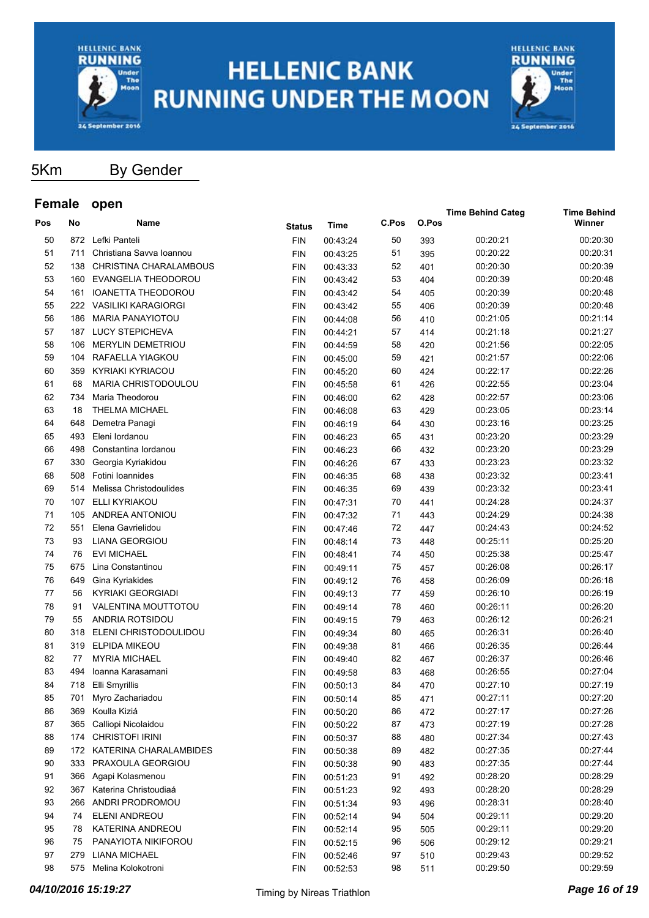# HELLENIC BANK RUNNING UNDER THE MOON

## 5Km By Gender

### Female open

| Pos | No | Name | Status | Time | C.Pos | O.Pos | Time Behind Categ | Time Behind Winner |
|---|---|---|---|---|---|---|---|---|
| 50 | 872 | Lefki Panteli | FIN | 00:43:24 | 50 | 393 | 00:20:21 | 00:20:30 |
| 51 | 711 | Christiana Savva Ioannou | FIN | 00:43:25 | 51 | 395 | 00:20:22 | 00:20:31 |
| 52 | 138 | CHRISTINA CHARALAMBOUS | FIN | 00:43:33 | 52 | 401 | 00:20:30 | 00:20:39 |
| 53 | 160 | EVANGELIA THEODOROU | FIN | 00:43:42 | 53 | 404 | 00:20:39 | 00:20:48 |
| 54 | 161 | IOANETTA THEODOROU | FIN | 00:43:42 | 54 | 405 | 00:20:39 | 00:20:48 |
| 55 | 222 | VASILIKI KARAGIORGI | FIN | 00:43:42 | 55 | 406 | 00:20:39 | 00:20:48 |
| 56 | 186 | MARIA PANAYIOTOU | FIN | 00:44:08 | 56 | 410 | 00:21:05 | 00:21:14 |
| 57 | 187 | LUCY STEPICHEVA | FIN | 00:44:21 | 57 | 414 | 00:21:18 | 00:21:27 |
| 58 | 106 | MERYLIN DEMETRIOU | FIN | 00:44:59 | 58 | 420 | 00:21:56 | 00:22:05 |
| 59 | 104 | RAFAELLA YIAGKOU | FIN | 00:45:00 | 59 | 421 | 00:21:57 | 00:22:06 |
| 60 | 359 | KYRIAKI KYRIACOU | FIN | 00:45:20 | 60 | 424 | 00:22:17 | 00:22:26 |
| 61 | 68 | MARIA CHRISTODOULOU | FIN | 00:45:58 | 61 | 426 | 00:22:55 | 00:23:04 |
| 62 | 734 | Maria Theodorou | FIN | 00:46:00 | 62 | 428 | 00:22:57 | 00:23:06 |
| 63 | 18 | THELMA MICHAEL | FIN | 00:46:08 | 63 | 429 | 00:23:05 | 00:23:14 |
| 64 | 648 | Demetra Panagi | FIN | 00:46:19 | 64 | 430 | 00:23:16 | 00:23:25 |
| 65 | 493 | Eleni Iordanou | FIN | 00:46:23 | 65 | 431 | 00:23:20 | 00:23:29 |
| 66 | 498 | Constantina Iordanou | FIN | 00:46:23 | 66 | 432 | 00:23:20 | 00:23:29 |
| 67 | 330 | Georgia Kyriakidou | FIN | 00:46:26 | 67 | 433 | 00:23:23 | 00:23:32 |
| 68 | 508 | Fotini Ioannides | FIN | 00:46:35 | 68 | 438 | 00:23:32 | 00:23:41 |
| 69 | 514 | Melissa Christodoulides | FIN | 00:46:35 | 69 | 439 | 00:23:32 | 00:23:41 |
| 70 | 107 | ELLI KYRIAKOU | FIN | 00:47:31 | 70 | 441 | 00:24:28 | 00:24:37 |
| 71 | 105 | ANDREA ANTONIOU | FIN | 00:47:32 | 71 | 443 | 00:24:29 | 00:24:38 |
| 72 | 551 | Elena Gavrielidou | FIN | 00:47:46 | 72 | 447 | 00:24:43 | 00:24:52 |
| 73 | 93 | LIANA GEORGIOU | FIN | 00:48:14 | 73 | 448 | 00:25:11 | 00:25:20 |
| 74 | 76 | EVI MICHAEL | FIN | 00:48:41 | 74 | 450 | 00:25:38 | 00:25:47 |
| 75 | 675 | Lina Constantinou | FIN | 00:49:11 | 75 | 457 | 00:26:08 | 00:26:17 |
| 76 | 649 | Gina Kyriakides | FIN | 00:49:12 | 76 | 458 | 00:26:09 | 00:26:18 |
| 77 | 56 | KYRIAKI GEORGIADI | FIN | 00:49:13 | 77 | 459 | 00:26:10 | 00:26:19 |
| 78 | 91 | VALENTINA MOUTTOTOU | FIN | 00:49:14 | 78 | 460 | 00:26:11 | 00:26:20 |
| 79 | 55 | ANDRIA ROTSIDOU | FIN | 00:49:15 | 79 | 463 | 00:26:12 | 00:26:21 |
| 80 | 318 | ELENI CHRISTODOULIDOU | FIN | 00:49:34 | 80 | 465 | 00:26:31 | 00:26:40 |
| 81 | 319 | ELPIDA MIKEOU | FIN | 00:49:38 | 81 | 466 | 00:26:35 | 00:26:44 |
| 82 | 77 | MYRIA MICHAEL | FIN | 00:49:40 | 82 | 467 | 00:26:37 | 00:26:46 |
| 83 | 494 | Ioanna Karasamani | FIN | 00:49:58 | 83 | 468 | 00:26:55 | 00:27:04 |
| 84 | 718 | Elli Smyrillis | FIN | 00:50:13 | 84 | 470 | 00:27:10 | 00:27:19 |
| 85 | 701 | Myro Zachariadou | FIN | 00:50:14 | 85 | 471 | 00:27:11 | 00:27:20 |
| 86 | 369 | Koulla Kiziá | FIN | 00:50:20 | 86 | 472 | 00:27:17 | 00:27:26 |
| 87 | 365 | Calliopi Nicolaidou | FIN | 00:50:22 | 87 | 473 | 00:27:19 | 00:27:28 |
| 88 | 174 | CHRISTOFI IRINI | FIN | 00:50:37 | 88 | 480 | 00:27:34 | 00:27:43 |
| 89 | 172 | KATERINA CHARALAMBIDES | FIN | 00:50:38 | 89 | 482 | 00:27:35 | 00:27:44 |
| 90 | 333 | PRAXOULA GEORGIOU | FIN | 00:50:38 | 90 | 483 | 00:27:35 | 00:27:44 |
| 91 | 366 | Agapi Kolasmenou | FIN | 00:51:23 | 91 | 492 | 00:28:20 | 00:28:29 |
| 92 | 367 | Katerina Christoudiaá | FIN | 00:51:23 | 92 | 493 | 00:28:20 | 00:28:29 |
| 93 | 266 | ANDRI PRODROMOU | FIN | 00:51:34 | 93 | 496 | 00:28:31 | 00:28:40 |
| 94 | 74 | ELENI ANDREOU | FIN | 00:52:14 | 94 | 504 | 00:29:11 | 00:29:20 |
| 95 | 78 | KATERINA ANDREOU | FIN | 00:52:14 | 95 | 505 | 00:29:11 | 00:29:20 |
| 96 | 75 | PANAYIOTA NIKIFOROU | FIN | 00:52:15 | 96 | 506 | 00:29:12 | 00:29:21 |
| 97 | 279 | LIANA MICHAEL | FIN | 00:52:46 | 97 | 510 | 00:29:43 | 00:29:52 |
| 98 | 575 | Melina Kolokotroni | FIN | 00:52:53 | 98 | 511 | 00:29:50 | 00:29:59 |

*04/10/2016 15:19:27* Timing by Nireas Triathlon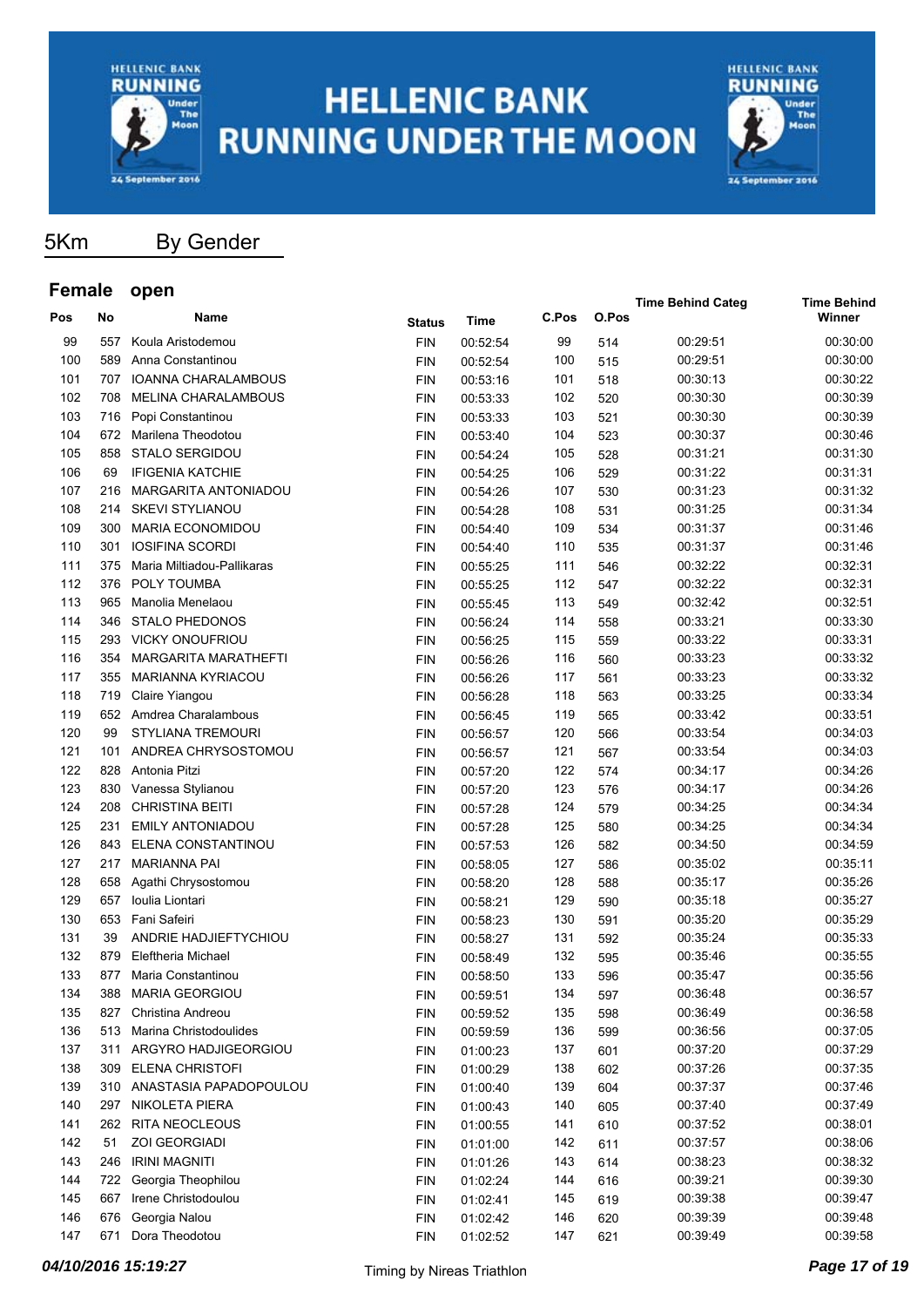# HELLENIC BANK RUNNING UNDER THE MOON

## 5Km By Gender

### Female open

| Pos | No | Name | Status | Time | C.Pos | O.Pos | Time Behind Categ | Time Behind Winner |
|---|---|---|---|---|---|---|---|---|
| 99 | 557 | Koula Aristodemou | FIN | 00:52:54 | 99 | 514 | 00:29:51 | 00:30:00 |
| 100 | 589 | Anna Constantinou | FIN | 00:52:54 | 100 | 515 | 00:29:51 | 00:30:00 |
| 101 | 707 | IOANNA CHARALAMBOUS | FIN | 00:53:16 | 101 | 518 | 00:30:13 | 00:30:22 |
| 102 | 708 | MELINA CHARALAMBOUS | FIN | 00:53:33 | 102 | 520 | 00:30:30 | 00:30:39 |
| 103 | 716 | Popi Constantinou | FIN | 00:53:33 | 103 | 521 | 00:30:30 | 00:30:39 |
| 104 | 672 | Marilena Theodotou | FIN | 00:53:40 | 104 | 523 | 00:30:37 | 00:30:46 |
| 105 | 858 | STALO SERGIDOU | FIN | 00:54:24 | 105 | 528 | 00:31:21 | 00:31:30 |
| 106 | 69 | IFIGENIA KATCHIE | FIN | 00:54:25 | 106 | 529 | 00:31:22 | 00:31:31 |
| 107 | 216 | MARGARITA ANTONIADOU | FIN | 00:54:26 | 107 | 530 | 00:31:23 | 00:31:32 |
| 108 | 214 | SKEVI STYLIANOU | FIN | 00:54:28 | 108 | 531 | 00:31:25 | 00:31:34 |
| 109 | 300 | MARIA ECONOMIDOU | FIN | 00:54:40 | 109 | 534 | 00:31:37 | 00:31:46 |
| 110 | 301 | IOSIFINA SCORDI | FIN | 00:54:40 | 110 | 535 | 00:31:37 | 00:31:46 |
| 111 | 375 | Maria Miltiadou-Pallikaras | FIN | 00:55:25 | 111 | 546 | 00:32:22 | 00:32:31 |
| 112 | 376 | POLY TOUMBA | FIN | 00:55:25 | 112 | 547 | 00:32:22 | 00:32:31 |
| 113 | 965 | Manolia Menelaou | FIN | 00:55:45 | 113 | 549 | 00:32:42 | 00:32:51 |
| 114 | 346 | STALO PHEDONOS | FIN | 00:56:24 | 114 | 558 | 00:33:21 | 00:33:30 |
| 115 | 293 | VICKY ONOUFRIOU | FIN | 00:56:25 | 115 | 559 | 00:33:22 | 00:33:31 |
| 116 | 354 | MARGARITA MARATHEFTI | FIN | 00:56:26 | 116 | 560 | 00:33:23 | 00:33:32 |
| 117 | 355 | MARIANNA KYRIACOU | FIN | 00:56:26 | 117 | 561 | 00:33:23 | 00:33:32 |
| 118 | 719 | Claire Yiangou | FIN | 00:56:28 | 118 | 563 | 00:33:25 | 00:33:34 |
| 119 | 652 | Amdrea Charalambous | FIN | 00:56:45 | 119 | 565 | 00:33:42 | 00:33:51 |
| 120 | 99 | STYLIANA TREMOURI | FIN | 00:56:57 | 120 | 566 | 00:33:54 | 00:34:03 |
| 121 | 101 | ANDREA CHRYSOSTOMOU | FIN | 00:56:57 | 121 | 567 | 00:33:54 | 00:34:03 |
| 122 | 828 | Antonia Pitzi | FIN | 00:57:20 | 122 | 574 | 00:34:17 | 00:34:26 |
| 123 | 830 | Vanessa Stylianou | FIN | 00:57:20 | 123 | 576 | 00:34:17 | 00:34:26 |
| 124 | 208 | CHRISTINA BEITI | FIN | 00:57:28 | 124 | 579 | 00:34:25 | 00:34:34 |
| 125 | 231 | EMILY ANTONIADOU | FIN | 00:57:28 | 125 | 580 | 00:34:25 | 00:34:34 |
| 126 | 843 | ELENA CONSTANTINOU | FIN | 00:57:53 | 126 | 582 | 00:34:50 | 00:34:59 |
| 127 | 217 | MARIANNA PAI | FIN | 00:58:05 | 127 | 586 | 00:35:02 | 00:35:11 |
| 128 | 658 | Agathi Chrysostomou | FIN | 00:58:20 | 128 | 588 | 00:35:17 | 00:35:26 |
| 129 | 657 | Ioulia Liontari | FIN | 00:58:21 | 129 | 590 | 00:35:18 | 00:35:27 |
| 130 | 653 | Fani Safeiri | FIN | 00:58:23 | 130 | 591 | 00:35:20 | 00:35:29 |
| 131 | 39 | ANDRIE HADJIEFTYCHIOU | FIN | 00:58:27 | 131 | 592 | 00:35:24 | 00:35:33 |
| 132 | 879 | Eleftheria Michael | FIN | 00:58:49 | 132 | 595 | 00:35:46 | 00:35:55 |
| 133 | 877 | Maria Constantinou | FIN | 00:58:50 | 133 | 596 | 00:35:47 | 00:35:56 |
| 134 | 388 | MARIA GEORGIOU | FIN | 00:59:51 | 134 | 597 | 00:36:48 | 00:36:57 |
| 135 | 827 | Christina Andreou | FIN | 00:59:52 | 135 | 598 | 00:36:49 | 00:36:58 |
| 136 | 513 | Marina Christodoulides | FIN | 00:59:59 | 136 | 599 | 00:36:56 | 00:37:05 |
| 137 | 311 | ARGYRO HADJIGEORGIOU | FIN | 01:00:23 | 137 | 601 | 00:37:20 | 00:37:29 |
| 138 | 309 | ELENA CHRISTOFI | FIN | 01:00:29 | 138 | 602 | 00:37:26 | 00:37:35 |
| 139 | 310 | ANASTASIA PAPADOPOULOU | FIN | 01:00:40 | 139 | 604 | 00:37:37 | 00:37:46 |
| 140 | 297 | NIKOLETA PIERA | FIN | 01:00:43 | 140 | 605 | 00:37:40 | 00:37:49 |
| 141 | 262 | RITA NEOCLEOUS | FIN | 01:00:55 | 141 | 610 | 00:37:52 | 00:38:01 |
| 142 | 51 | ZOI GEORGIADI | FIN | 01:01:00 | 142 | 611 | 00:37:57 | 00:38:06 |
| 143 | 246 | IRINI MAGNITI | FIN | 01:01:26 | 143 | 614 | 00:38:23 | 00:38:32 |
| 144 | 722 | Georgia Theophilou | FIN | 01:02:24 | 144 | 616 | 00:39:21 | 00:39:30 |
| 145 | 667 | Irene Christodoulou | FIN | 01:02:41 | 145 | 619 | 00:39:38 | 00:39:47 |
| 146 | 676 | Georgia Nalou | FIN | 01:02:42 | 146 | 620 | 00:39:39 | 00:39:48 |
| 147 | 671 | Dora Theodotou | FIN | 01:02:52 | 147 | 621 | 00:39:49 | 00:39:58 |

*04/10/2016 15:19:27* Timing by Nireas Triathlon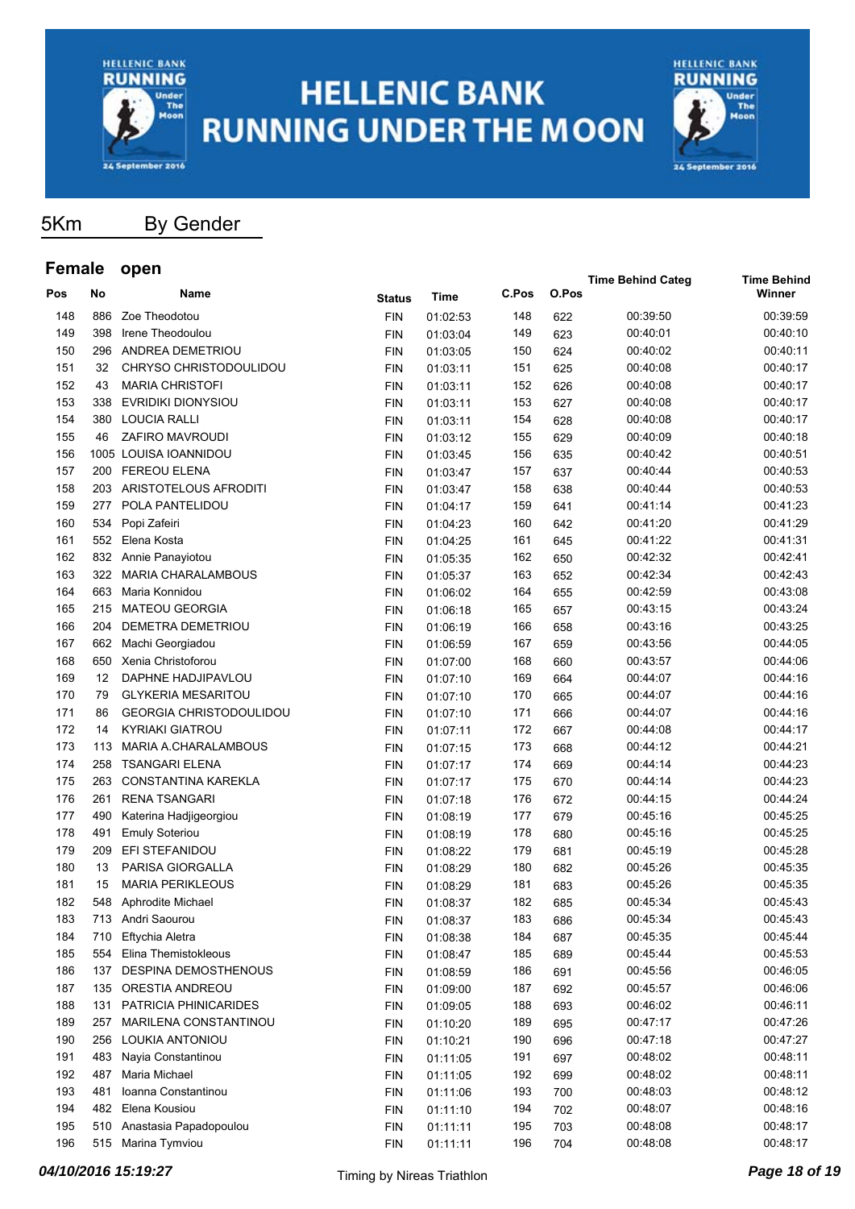# HELLENIC BANK RUNNING UNDER THE MOON

## 5Km By Gender

### Female open

| Pos | No | Name | Status | Time | C.Pos | O.Pos | Time Behind Categ | Time Behind Winner |
|---|---|---|---|---|---|---|---|---|
| 148 | 886 | Zoe Theodotou | FIN | 01:02:53 | 148 | 622 | 00:39:50 | 00:39:59 |
| 149 | 398 | Irene Theodoulou | FIN | 01:03:04 | 149 | 623 | 00:40:01 | 00:40:10 |
| 150 | 296 | ANDREA DEMETRIOU | FIN | 01:03:05 | 150 | 624 | 00:40:02 | 00:40:11 |
| 151 | 32 | CHRYSO CHRISTODOULIDOU | FIN | 01:03:11 | 151 | 625 | 00:40:08 | 00:40:17 |
| 152 | 43 | MARIA CHRISTOFI | FIN | 01:03:11 | 152 | 626 | 00:40:08 | 00:40:17 |
| 153 | 338 | EVRIDIKI DIONYSIOU | FIN | 01:03:11 | 153 | 627 | 00:40:08 | 00:40:17 |
| 154 | 380 | LOUCIA RALLI | FIN | 01:03:11 | 154 | 628 | 00:40:08 | 00:40:17 |
| 155 | 46 | ZAFIRO MAVROUDI | FIN | 01:03:12 | 155 | 629 | 00:40:09 | 00:40:18 |
| 156 | 1005 | LOUISA IOANNIDOU | FIN | 01:03:45 | 156 | 635 | 00:40:42 | 00:40:51 |
| 157 | 200 | FEREOU ELENA | FIN | 01:03:47 | 157 | 637 | 00:40:44 | 00:40:53 |
| 158 | 203 | ARISTOTELOUS AFRODITI | FIN | 01:03:47 | 158 | 638 | 00:40:44 | 00:40:53 |
| 159 | 277 | POLA PANTELIDOU | FIN | 01:04:17 | 159 | 641 | 00:41:14 | 00:41:23 |
| 160 | 534 | Popi Zafeiri | FIN | 01:04:23 | 160 | 642 | 00:41:20 | 00:41:29 |
| 161 | 552 | Elena Kosta | FIN | 01:04:25 | 161 | 645 | 00:41:22 | 00:41:31 |
| 162 | 832 | Annie Panayiotou | FIN | 01:05:35 | 162 | 650 | 00:42:32 | 00:42:41 |
| 163 | 322 | MARIA CHARALAMBOUS | FIN | 01:05:37 | 163 | 652 | 00:42:34 | 00:42:43 |
| 164 | 663 | Maria Konnidou | FIN | 01:06:02 | 164 | 655 | 00:42:59 | 00:43:08 |
| 165 | 215 | MATEOU GEORGIA | FIN | 01:06:18 | 165 | 657 | 00:43:15 | 00:43:24 |
| 166 | 204 | DEMETRA DEMETRIOU | FIN | 01:06:19 | 166 | 658 | 00:43:16 | 00:43:25 |
| 167 | 662 | Machi Georgiadou | FIN | 01:06:59 | 167 | 659 | 00:43:56 | 00:44:05 |
| 168 | 650 | Xenia Christoforou | FIN | 01:07:00 | 168 | 660 | 00:43:57 | 00:44:06 |
| 169 | 12 | DAPHNE HADJIPAVLOU | FIN | 01:07:10 | 169 | 664 | 00:44:07 | 00:44:16 |
| 170 | 79 | GLYKERIA MESARITOU | FIN | 01:07:10 | 170 | 665 | 00:44:07 | 00:44:16 |
| 171 | 86 | GEORGIA CHRISTODOULIDOU | FIN | 01:07:10 | 171 | 666 | 00:44:07 | 00:44:16 |
| 172 | 14 | KYRIAKI GIATROU | FIN | 01:07:11 | 172 | 667 | 00:44:08 | 00:44:17 |
| 173 | 113 | MARIA A.CHARALAMBOUS | FIN | 01:07:15 | 173 | 668 | 00:44:12 | 00:44:21 |
| 174 | 258 | TSANGARI ELENA | FIN | 01:07:17 | 174 | 669 | 00:44:14 | 00:44:23 |
| 175 | 263 | CONSTANTINA KAREKLA | FIN | 01:07:17 | 175 | 670 | 00:44:14 | 00:44:23 |
| 176 | 261 | RENA TSANGARI | FIN | 01:07:18 | 176 | 672 | 00:44:15 | 00:44:24 |
| 177 | 490 | Katerina Hadjigeorgiou | FIN | 01:08:19 | 177 | 679 | 00:45:16 | 00:45:25 |
| 178 | 491 | Emuly Soteriou | FIN | 01:08:19 | 178 | 680 | 00:45:16 | 00:45:25 |
| 179 | 209 | EFI STEFANIDOU | FIN | 01:08:22 | 179 | 681 | 00:45:19 | 00:45:28 |
| 180 | 13 | PARISA GIORGALLA | FIN | 01:08:29 | 180 | 682 | 00:45:26 | 00:45:35 |
| 181 | 15 | MARIA PERIKLEOUS | FIN | 01:08:29 | 181 | 683 | 00:45:26 | 00:45:35 |
| 182 | 548 | Aphrodite Michael | FIN | 01:08:37 | 182 | 685 | 00:45:34 | 00:45:43 |
| 183 | 713 | Andri Saourou | FIN | 01:08:37 | 183 | 686 | 00:45:34 | 00:45:43 |
| 184 | 710 | Eftychia Aletra | FIN | 01:08:38 | 184 | 687 | 00:45:35 | 00:45:44 |
| 185 | 554 | Elina Themistokleous | FIN | 01:08:47 | 185 | 689 | 00:45:44 | 00:45:53 |
| 186 | 137 | DESPINA DEMOSTHENOUS | FIN | 01:08:59 | 186 | 691 | 00:45:56 | 00:46:05 |
| 187 | 135 | ORESTIA ANDREOU | FIN | 01:09:00 | 187 | 692 | 00:45:57 | 00:46:06 |
| 188 | 131 | PATRICIA PHINICARIDES | FIN | 01:09:05 | 188 | 693 | 00:46:02 | 00:46:11 |
| 189 | 257 | MARILENA CONSTANTINOU | FIN | 01:10:20 | 189 | 695 | 00:47:17 | 00:47:26 |
| 190 | 256 | LOUKIA ANTONIOU | FIN | 01:10:21 | 190 | 696 | 00:47:18 | 00:47:27 |
| 191 | 483 | Nayia Constantinou | FIN | 01:11:05 | 191 | 697 | 00:48:02 | 00:48:11 |
| 192 | 487 | Maria Michael | FIN | 01:11:05 | 192 | 699 | 00:48:02 | 00:48:11 |
| 193 | 481 | Ioanna Constantinou | FIN | 01:11:06 | 193 | 700 | 00:48:03 | 00:48:12 |
| 194 | 482 | Elena Kousiou | FIN | 01:11:10 | 194 | 702 | 00:48:07 | 00:48:16 |
| 195 | 510 | Anastasia Papadopoulou | FIN | 01:11:11 | 195 | 703 | 00:48:08 | 00:48:17 |
| 196 | 515 | Marina Tymviou | FIN | 01:11:11 | 196 | 704 | 00:48:08 | 00:48:17 |

*04/10/2016 15:19:27* Timing by Nireas Triathlon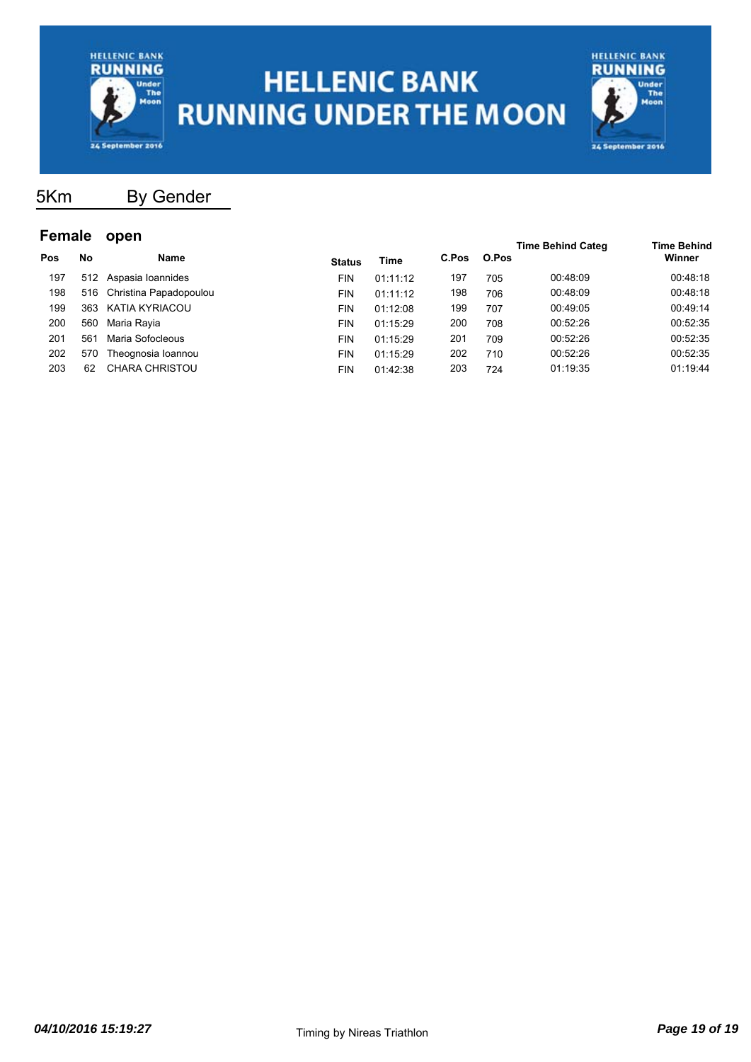# HELLENIC BANK RUNNING UNDER THE MOON

## 5Km By Gender

### Female open

| Pos | No | Name | Status | Time | C.Pos | O.Pos | Time Behind Categ | Time Behind Winner |
|---|---|---|---|---|---|---|---|---|
| 197 | 512 | Aspasia Ioannides | FIN | 01:11:12 | 197 | 705 | 00:48:09 | 00:48:18 |
| 198 | 516 | Christina Papadopoulou | FIN | 01:11:12 | 198 | 706 | 00:48:09 | 00:48:18 |
| 199 | 363 | KATIA KYRIACOU | FIN | 01:12:08 | 199 | 707 | 00:49:05 | 00:49:14 |
| 200 | 560 | Maria Rayia | FIN | 01:15:29 | 200 | 708 | 00:52:26 | 00:52:35 |
| 201 | 561 | Maria Sofocleous | FIN | 01:15:29 | 201 | 709 | 00:52:26 | 00:52:35 |
| 202 | 570 | Theognosia Ioannou | FIN | 01:15:29 | 202 | 710 | 00:52:26 | 00:52:35 |
| 203 | 62 | CHARA CHRISTOU | FIN | 01:42:38 | 203 | 724 | 01:19:35 | 01:19:44 |

*04/10/2016 15:19:27* Timing by Nireas Triathlon